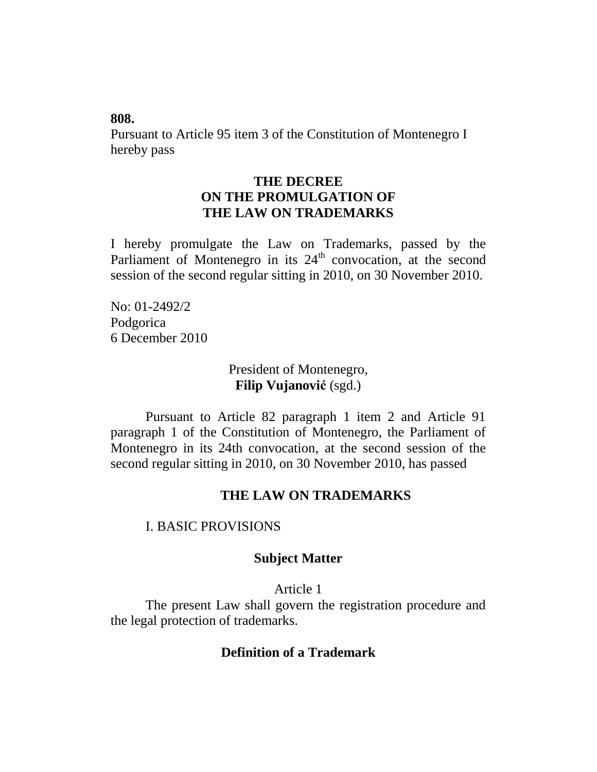**808.**

Pursuant to Article 95 item 3 of the Constitution of Montenegro I hereby pass

## THE DECREE ON THE PROMULGATION OF THE LAW ON TRADEMARKS

I hereby promulgate the Law on Trademarks, passed by the Parliament of Montenegro in its 24th convocation, at the second session of the second regular sitting in 2010, on 30 November 2010.

No: 01-2492/2
Podgorica
6 December 2010

President of Montenegro,
**Filip Vujanović** (sgd.)

Pursuant to Article 82 paragraph 1 item 2 and Article 91 paragraph 1 of the Constitution of Montenegro, the Parliament of Montenegro in its 24th convocation, at the second session of the second regular sitting in 2010, on 30 November 2010, has passed

# THE LAW ON TRADEMARKS

## I. BASIC PROVISIONS

### Subject Matter

Article 1

The present Law shall govern the registration procedure and the legal protection of trademarks.

### Definition of a Trademark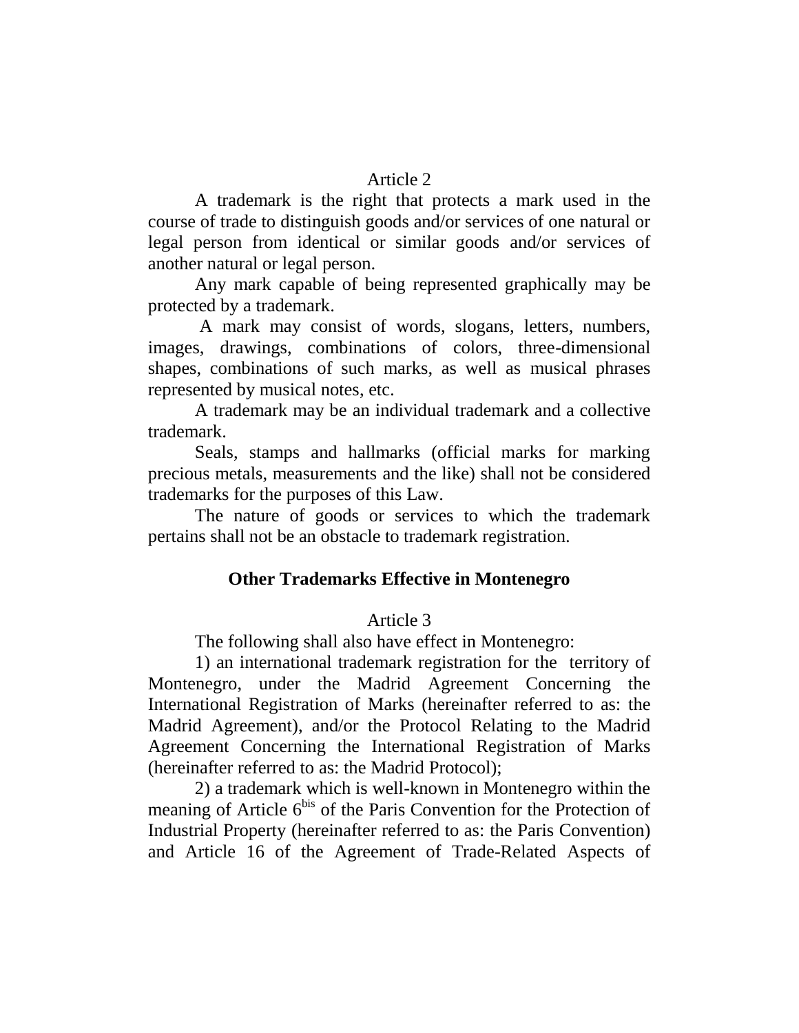Article 2

A trademark is the right that protects a mark used in the course of trade to distinguish goods and/or services of one natural or legal person from identical or similar goods and/or services of another natural or legal person.

Any mark capable of being represented graphically may be protected by a trademark.

A mark may consist of words, slogans, letters, numbers, images, drawings, combinations of colors, three-dimensional shapes, combinations of such marks, as well as musical phrases represented by musical notes, etc.

A trademark may be an individual trademark and a collective trademark.

Seals, stamps and hallmarks (official marks for marking precious metals, measurements and the like) shall not be considered trademarks for the purposes of this Law.

The nature of goods or services to which the trademark pertains shall not be an obstacle to trademark registration.

**Other Trademarks Effective in Montenegro**

Article 3

The following shall also have effect in Montenegro:

1) an international trademark registration for the territory of Montenegro, under the Madrid Agreement Concerning the International Registration of Marks (hereinafter referred to as: the Madrid Agreement), and/or the Protocol Relating to the Madrid Agreement Concerning the International Registration of Marks (hereinafter referred to as: the Madrid Protocol);

2) a trademark which is well-known in Montenegro within the meaning of Article 6bis of the Paris Convention for the Protection of Industrial Property (hereinafter referred to as: the Paris Convention) and Article 16 of the Agreement of Trade-Related Aspects of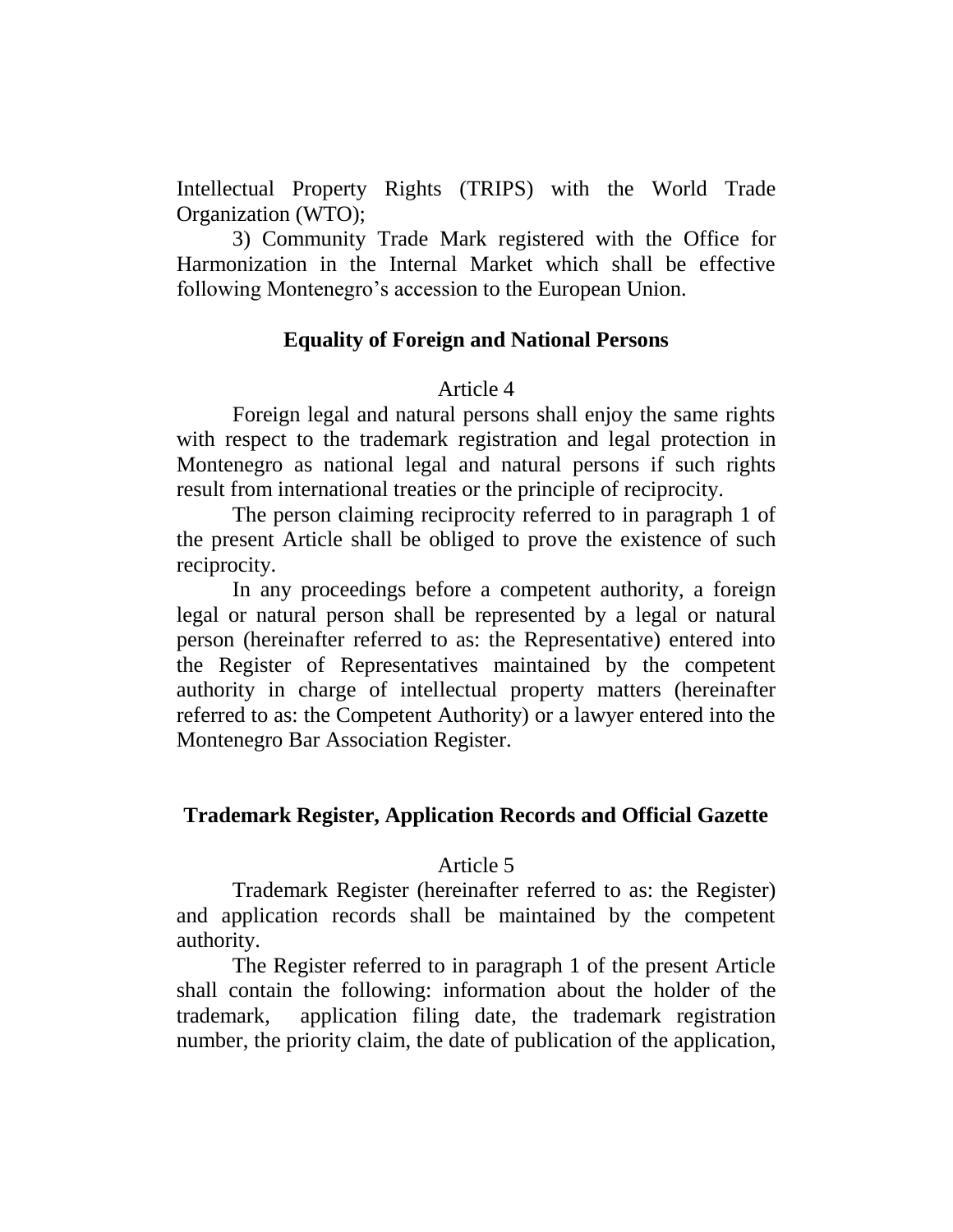Intellectual Property Rights (TRIPS) with the World Trade Organization (WTO);

3) Community Trade Mark registered with the Office for Harmonization in the Internal Market which shall be effective following Montenegro's accession to the European Union.

### Equality of Foreign and National Persons

Article 4

Foreign legal and natural persons shall enjoy the same rights with respect to the trademark registration and legal protection in Montenegro as national legal and natural persons if such rights result from international treaties or the principle of reciprocity.

The person claiming reciprocity referred to in paragraph 1 of the present Article shall be obliged to prove the existence of such reciprocity.

In any proceedings before a competent authority, a foreign legal or natural person shall be represented by a legal or natural person (hereinafter referred to as: the Representative) entered into the Register of Representatives maintained by the competent authority in charge of intellectual property matters (hereinafter referred to as: the Competent Authority) or a lawyer entered into the Montenegro Bar Association Register.

### Trademark Register, Application Records and Official Gazette

Article 5

Trademark Register (hereinafter referred to as: the Register) and application records shall be maintained by the competent authority.

The Register referred to in paragraph 1 of the present Article shall contain the following: information about the holder of the trademark, application filing date, the trademark registration number, the priority claim, the date of publication of the application,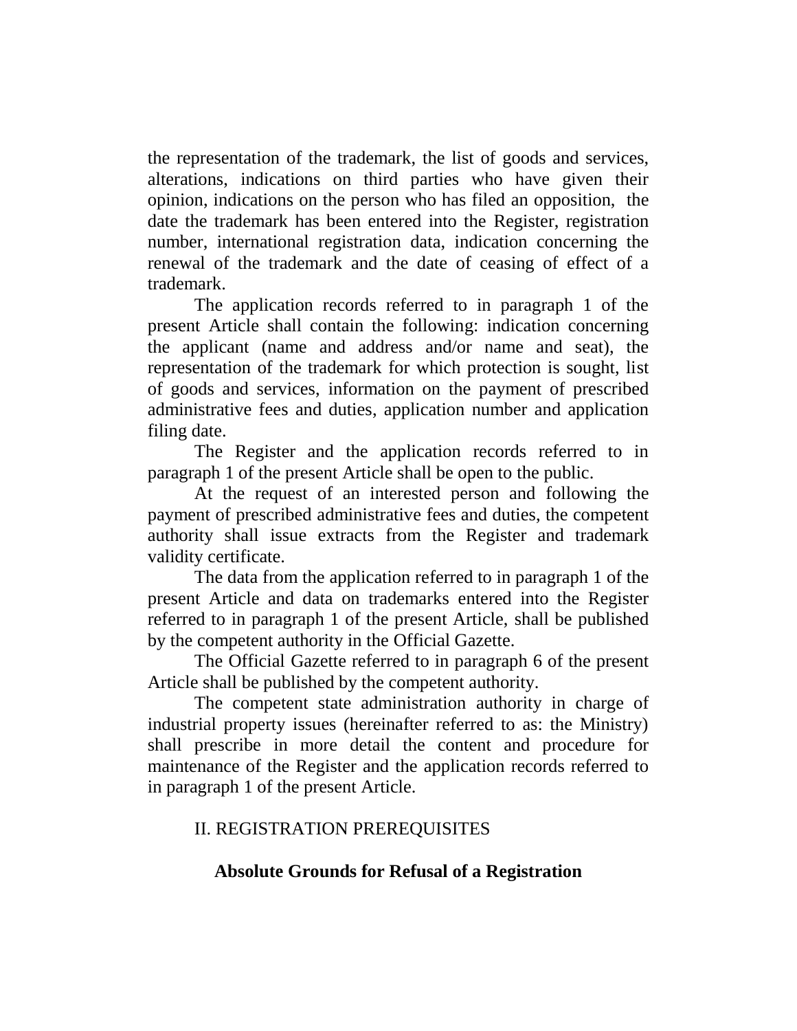the representation of the trademark, the list of goods and services, alterations, indications on third parties who have given their opinion, indications on the person who has filed an opposition, the date the trademark has been entered into the Register, registration number, international registration data, indication concerning the renewal of the trademark and the date of ceasing of effect of a trademark.

The application records referred to in paragraph 1 of the present Article shall contain the following: indication concerning the applicant (name and address and/or name and seat), the representation of the trademark for which protection is sought, list of goods and services, information on the payment of prescribed administrative fees and duties, application number and application filing date.

The Register and the application records referred to in paragraph 1 of the present Article shall be open to the public.

At the request of an interested person and following the payment of prescribed administrative fees and duties, the competent authority shall issue extracts from the Register and trademark validity certificate.

The data from the application referred to in paragraph 1 of the present Article and data on trademarks entered into the Register referred to in paragraph 1 of the present Article, shall be published by the competent authority in the Official Gazette.

The Official Gazette referred to in paragraph 6 of the present Article shall be published by the competent authority.

The competent state administration authority in charge of industrial property issues (hereinafter referred to as: the Ministry) shall prescribe in more detail the content and procedure for maintenance of the Register and the application records referred to in paragraph 1 of the present Article.

## II. REGISTRATION PREREQUISITES

### Absolute Grounds for Refusal of a Registration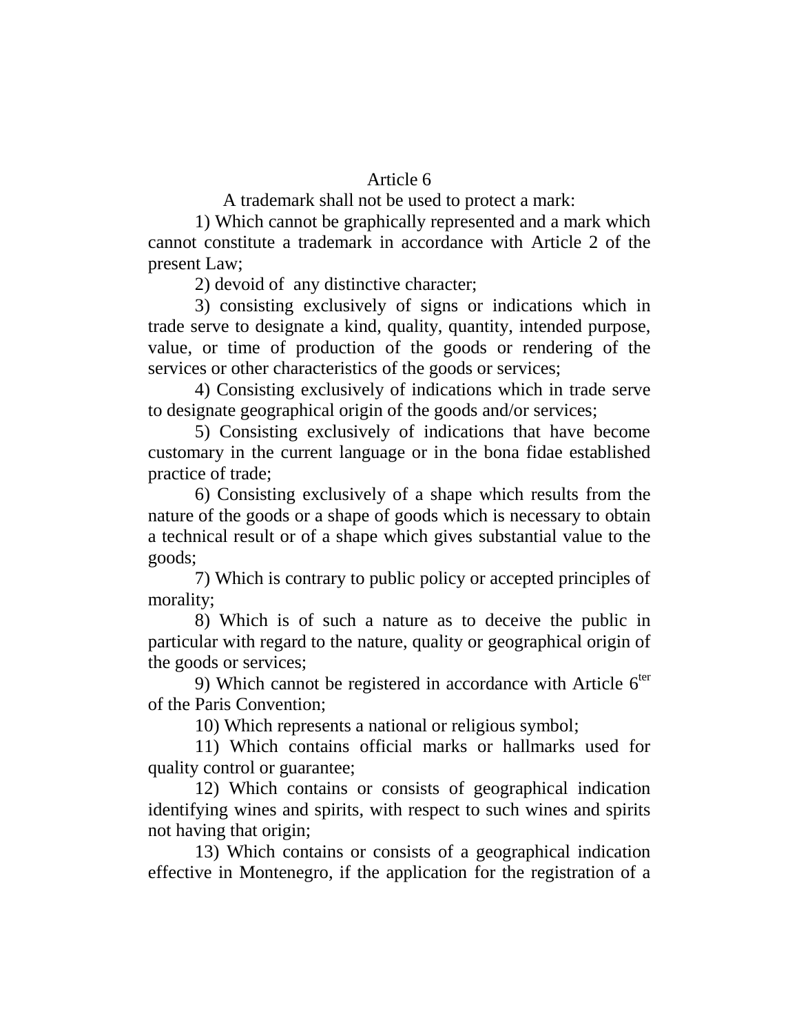## Article 6

A trademark shall not be used to protect a mark:

1) Which cannot be graphically represented and a mark which cannot constitute a trademark in accordance with Article 2 of the present Law;

2) devoid of any distinctive character;

3) consisting exclusively of signs or indications which in trade serve to designate a kind, quality, quantity, intended purpose, value, or time of production of the goods or rendering of the services or other characteristics of the goods or services;

4) Consisting exclusively of indications which in trade serve to designate geographical origin of the goods and/or services;

5) Consisting exclusively of indications that have become customary in the current language or in the bona fidae established practice of trade;

6) Consisting exclusively of a shape which results from the nature of the goods or a shape of goods which is necessary to obtain a technical result or of a shape which gives substantial value to the goods;

7) Which is contrary to public policy or accepted principles of morality;

8) Which is of such a nature as to deceive the public in particular with regard to the nature, quality or geographical origin of the goods or services;

9) Which cannot be registered in accordance with Article 6ter of the Paris Convention;

10) Which represents a national or religious symbol;

11) Which contains official marks or hallmarks used for quality control or guarantee;

12) Which contains or consists of geographical indication identifying wines and spirits, with respect to such wines and spirits not having that origin;

13) Which contains or consists of a geographical indication effective in Montenegro, if the application for the registration of a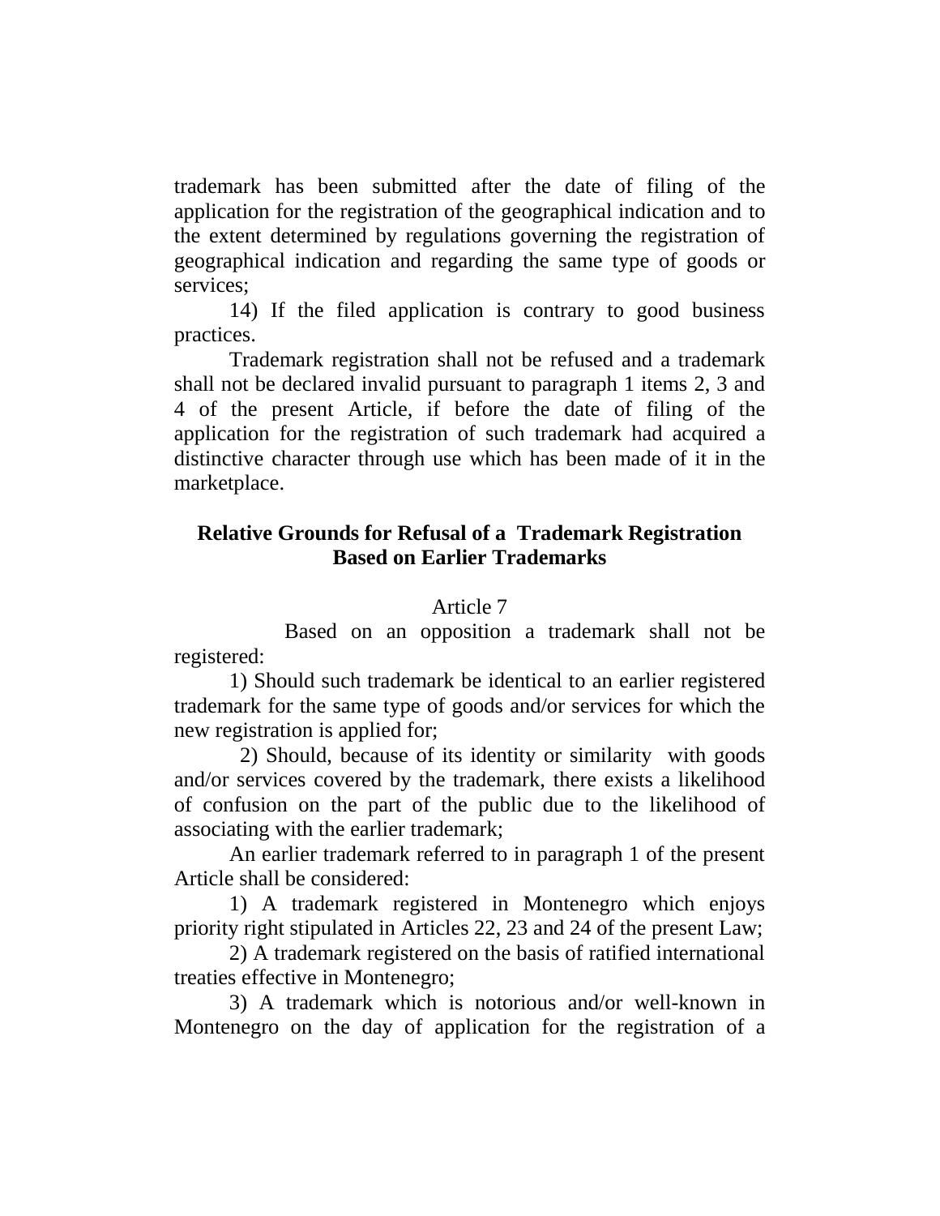trademark has been submitted after the date of filing of the application for the registration of the geographical indication and to the extent determined by regulations governing the registration of geographical indication and regarding the same type of goods or services;

14) If the filed application is contrary to good business practices.

Trademark registration shall not be refused and a trademark shall not be declared invalid pursuant to paragraph 1 items 2, 3 and 4 of the present Article, if before the date of filing of the application for the registration of such trademark had acquired a distinctive character through use which has been made of it in the marketplace.

## Relative Grounds for Refusal of a Trademark Registration Based on Earlier Trademarks

Article 7

Based on an opposition a trademark shall not be registered:

1) Should such trademark be identical to an earlier registered trademark for the same type of goods and/or services for which the new registration is applied for;

2) Should, because of its identity or similarity with goods and/or services covered by the trademark, there exists a likelihood of confusion on the part of the public due to the likelihood of associating with the earlier trademark;

An earlier trademark referred to in paragraph 1 of the present Article shall be considered:

1) A trademark registered in Montenegro which enjoys priority right stipulated in Articles 22, 23 and 24 of the present Law;

2) A trademark registered on the basis of ratified international treaties effective in Montenegro;

3) A trademark which is notorious and/or well-known in Montenegro on the day of application for the registration of a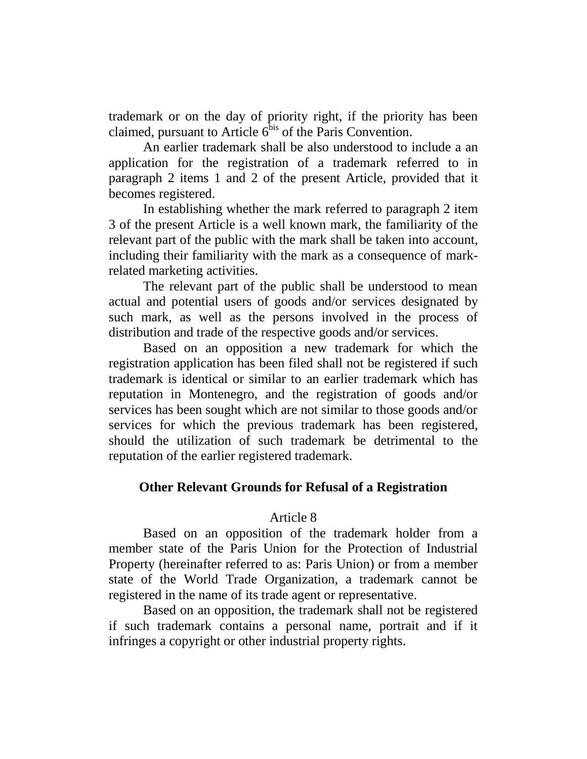trademark or on the day of priority right, if the priority has been claimed, pursuant to Article $6^{bis}$ of the Paris Convention.

An earlier trademark shall be also understood to include a an application for the registration of a trademark referred to in paragraph 2 items 1 and 2 of the present Article, provided that it becomes registered.

In establishing whether the mark referred to paragraph 2 item 3 of the present Article is a well known mark, the familiarity of the relevant part of the public with the mark shall be taken into account, including their familiarity with the mark as a consequence of mark-related marketing activities.

The relevant part of the public shall be understood to mean actual and potential users of goods and/or services designated by such mark, as well as the persons involved in the process of distribution and trade of the respective goods and/or services.

Based on an opposition a new trademark for which the registration application has been filed shall not be registered if such trademark is identical or similar to an earlier trademark which has reputation in Montenegro, and the registration of goods and/or services has been sought which are not similar to those goods and/or services for which the previous trademark has been registered, should the utilization of such trademark be detrimental to the reputation of the earlier registered trademark.

## Other Relevant Grounds for Refusal of a Registration

Article 8

Based on an opposition of the trademark holder from a member state of the Paris Union for the Protection of Industrial Property (hereinafter referred to as: Paris Union) or from a member state of the World Trade Organization, a trademark cannot be registered in the name of its trade agent or representative.

Based on an opposition, the trademark shall not be registered if such trademark contains a personal name, portrait and if it infringes a copyright or other industrial property rights.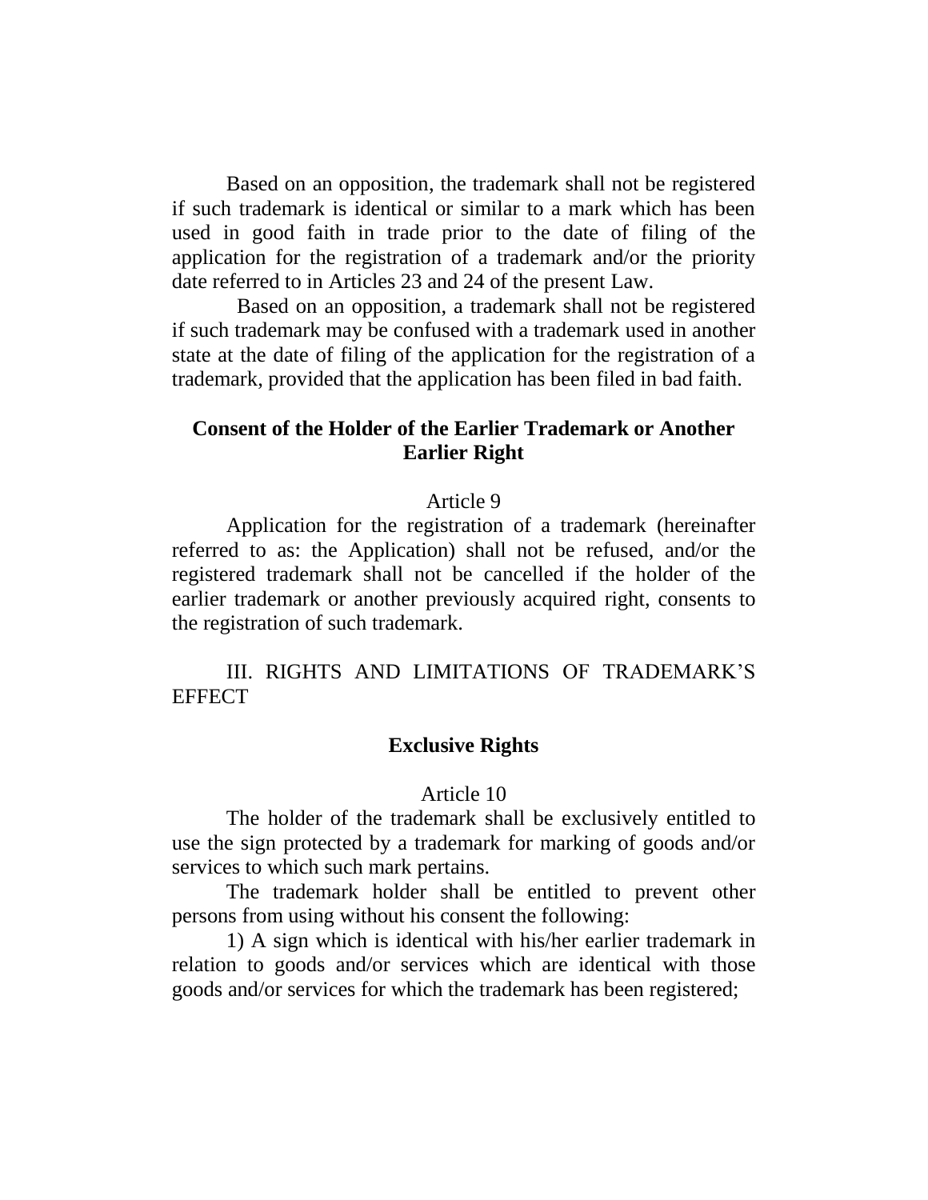Based on an opposition, the trademark shall not be registered if such trademark is identical or similar to a mark which has been used in good faith in trade prior to the date of filing of the application for the registration of a trademark and/or the priority date referred to in Articles 23 and 24 of the present Law.

Based on an opposition, a trademark shall not be registered if such trademark may be confused with a trademark used in another state at the date of filing of the application for the registration of a trademark, provided that the application has been filed in bad faith.

### Consent of the Holder of the Earlier Trademark or Another Earlier Right

Article 9

Application for the registration of a trademark (hereinafter referred to as: the Application) shall not be refused, and/or the registered trademark shall not be cancelled if the holder of the earlier trademark or another previously acquired right, consents to the registration of such trademark.

## III. RIGHTS AND LIMITATIONS OF TRADEMARK'S EFFECT

### Exclusive Rights

Article 10

The holder of the trademark shall be exclusively entitled to use the sign protected by a trademark for marking of goods and/or services to which such mark pertains.

The trademark holder shall be entitled to prevent other persons from using without his consent the following:

1) A sign which is identical with his/her earlier trademark in relation to goods and/or services which are identical with those goods and/or services for which the trademark has been registered;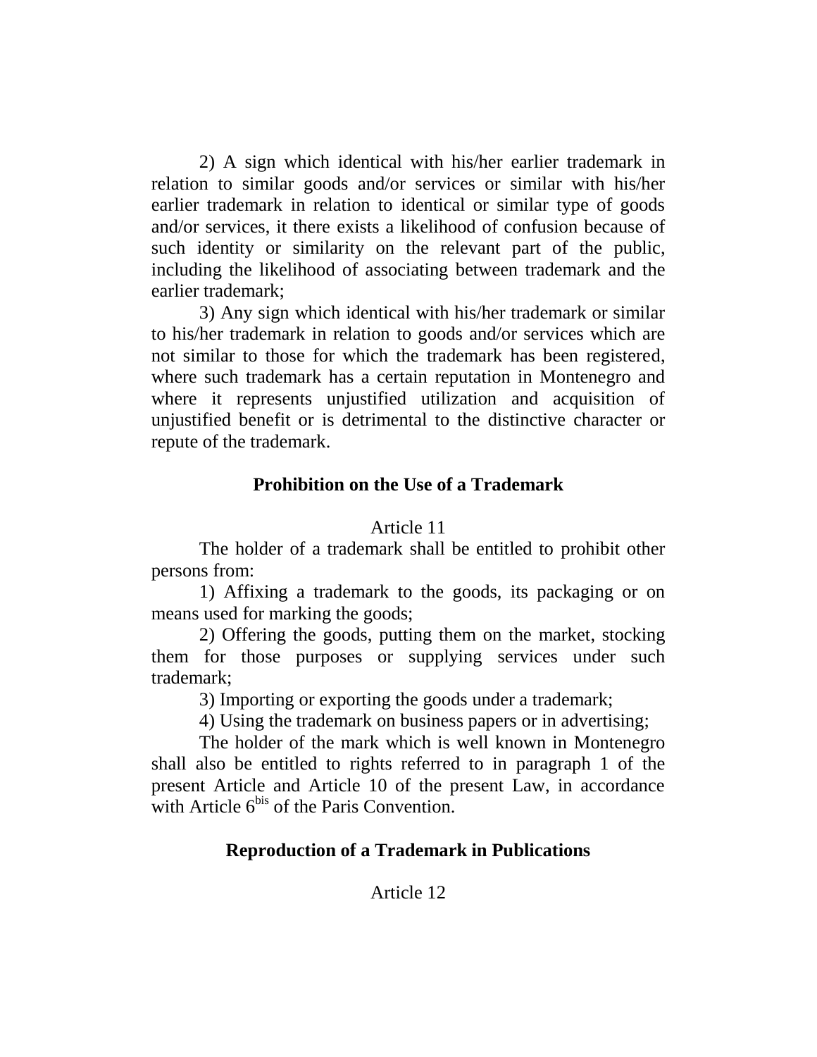2) A sign which identical with his/her earlier trademark in relation to similar goods and/or services or similar with his/her earlier trademark in relation to identical or similar type of goods and/or services, it there exists a likelihood of confusion because of such identity or similarity on the relevant part of the public, including the likelihood of associating between trademark and the earlier trademark;

3) Any sign which identical with his/her trademark or similar to his/her trademark in relation to goods and/or services which are not similar to those for which the trademark has been registered, where such trademark has a certain reputation in Montenegro and where it represents unjustified utilization and acquisition of unjustified benefit or is detrimental to the distinctive character or repute of the trademark.

### Prohibition on the Use of a Trademark

Article 11

The holder of a trademark shall be entitled to prohibit other persons from:

1) Affixing a trademark to the goods, its packaging or on means used for marking the goods;

2) Offering the goods, putting them on the market, stocking them for those purposes or supplying services under such trademark;

3) Importing or exporting the goods under a trademark;

4) Using the trademark on business papers or in advertising;

The holder of the mark which is well known in Montenegro shall also be entitled to rights referred to in paragraph 1 of the present Article and Article 10 of the present Law, in accordance with Article 6[bis] of the Paris Convention.

### Reproduction of a Trademark in Publications

Article 12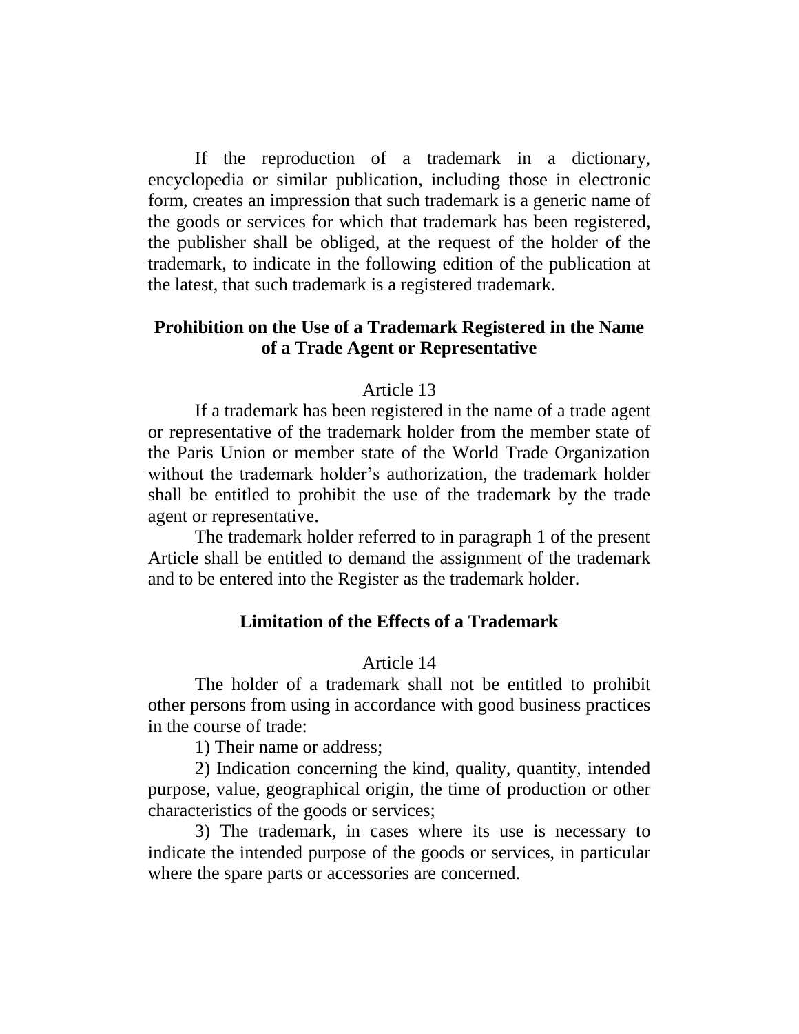If the reproduction of a trademark in a dictionary, encyclopedia or similar publication, including those in electronic form, creates an impression that such trademark is a generic name of the goods or services for which that trademark has been registered, the publisher shall be obliged, at the request of the holder of the trademark, to indicate in the following edition of the publication at the latest, that such trademark is a registered trademark.

## Prohibition on the Use of a Trademark Registered in the Name of a Trade Agent or Representative

Article 13

If a trademark has been registered in the name of a trade agent or representative of the trademark holder from the member state of the Paris Union or member state of the World Trade Organization without the trademark holder's authorization, the trademark holder shall be entitled to prohibit the use of the trademark by the trade agent or representative.

The trademark holder referred to in paragraph 1 of the present Article shall be entitled to demand the assignment of the trademark and to be entered into the Register as the trademark holder.

## Limitation of the Effects of a Trademark

Article 14

The holder of a trademark shall not be entitled to prohibit other persons from using in accordance with good business practices in the course of trade:

1) Their name or address;

2) Indication concerning the kind, quality, quantity, intended purpose, value, geographical origin, the time of production or other characteristics of the goods or services;

3) The trademark, in cases where its use is necessary to indicate the intended purpose of the goods or services, in particular where the spare parts or accessories are concerned.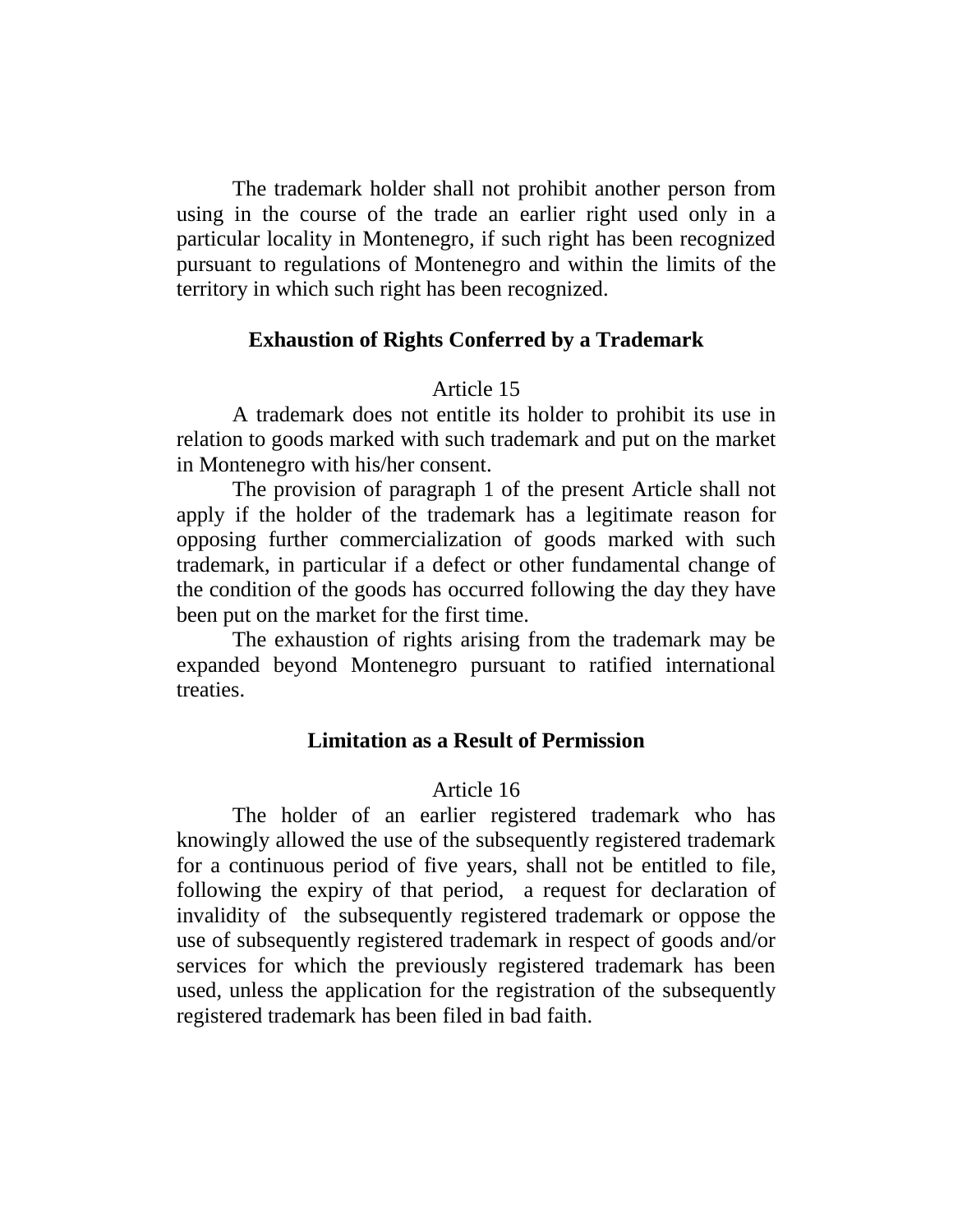The trademark holder shall not prohibit another person from using in the course of the trade an earlier right used only in a particular locality in Montenegro, if such right has been recognized pursuant to regulations of Montenegro and within the limits of the territory in which such right has been recognized.

### Exhaustion of Rights Conferred by a Trademark

Article 15

A trademark does not entitle its holder to prohibit its use in relation to goods marked with such trademark and put on the market in Montenegro with his/her consent.

The provision of paragraph 1 of the present Article shall not apply if the holder of the trademark has a legitimate reason for opposing further commercialization of goods marked with such trademark, in particular if a defect or other fundamental change of the condition of the goods has occurred following the day they have been put on the market for the first time.

The exhaustion of rights arising from the trademark may be expanded beyond Montenegro pursuant to ratified international treaties.

### Limitation as a Result of Permission

Article 16

The holder of an earlier registered trademark who has knowingly allowed the use of the subsequently registered trademark for a continuous period of five years, shall not be entitled to file, following the expiry of that period, a request for declaration of invalidity of the subsequently registered trademark or oppose the use of subsequently registered trademark in respect of goods and/or services for which the previously registered trademark has been used, unless the application for the registration of the subsequently registered trademark has been filed in bad faith.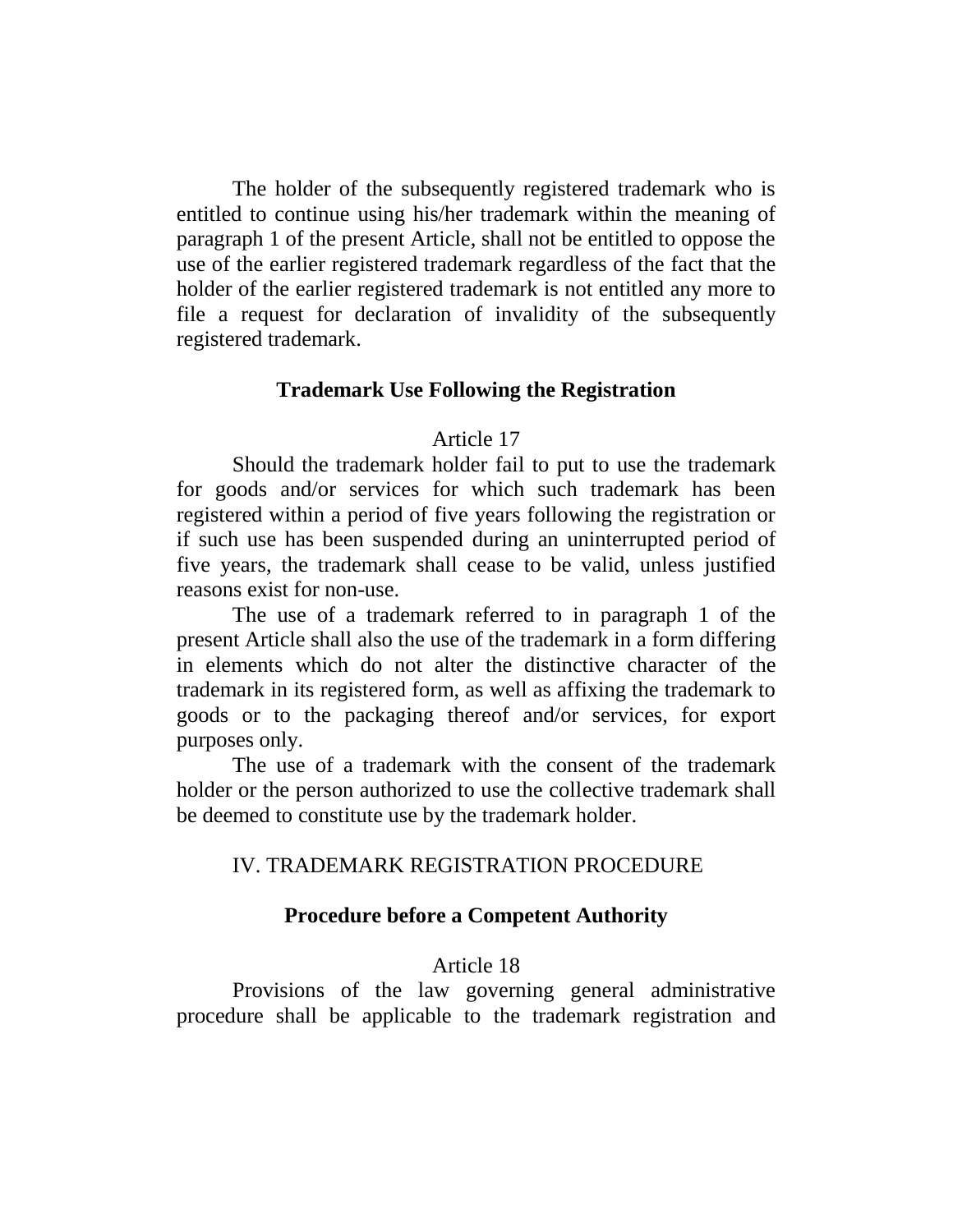The holder of the subsequently registered trademark who is entitled to continue using his/her trademark within the meaning of paragraph 1 of the present Article, shall not be entitled to oppose the use of the earlier registered trademark regardless of the fact that the holder of the earlier registered trademark is not entitled any more to file a request for declaration of invalidity of the subsequently registered trademark.

### Trademark Use Following the Registration

Article 17

Should the trademark holder fail to put to use the trademark for goods and/or services for which such trademark has been registered within a period of five years following the registration or if such use has been suspended during an uninterrupted period of five years, the trademark shall cease to be valid, unless justified reasons exist for non-use.

The use of a trademark referred to in paragraph 1 of the present Article shall also the use of the trademark in a form differing in elements which do not alter the distinctive character of the trademark in its registered form, as well as affixing the trademark to goods or to the packaging thereof and/or services, for export purposes only.

The use of a trademark with the consent of the trademark holder or the person authorized to use the collective trademark shall be deemed to constitute use by the trademark holder.

## IV. TRADEMARK REGISTRATION PROCEDURE

### Procedure before a Competent Authority

Article 18

Provisions of the law governing general administrative procedure shall be applicable to the trademark registration and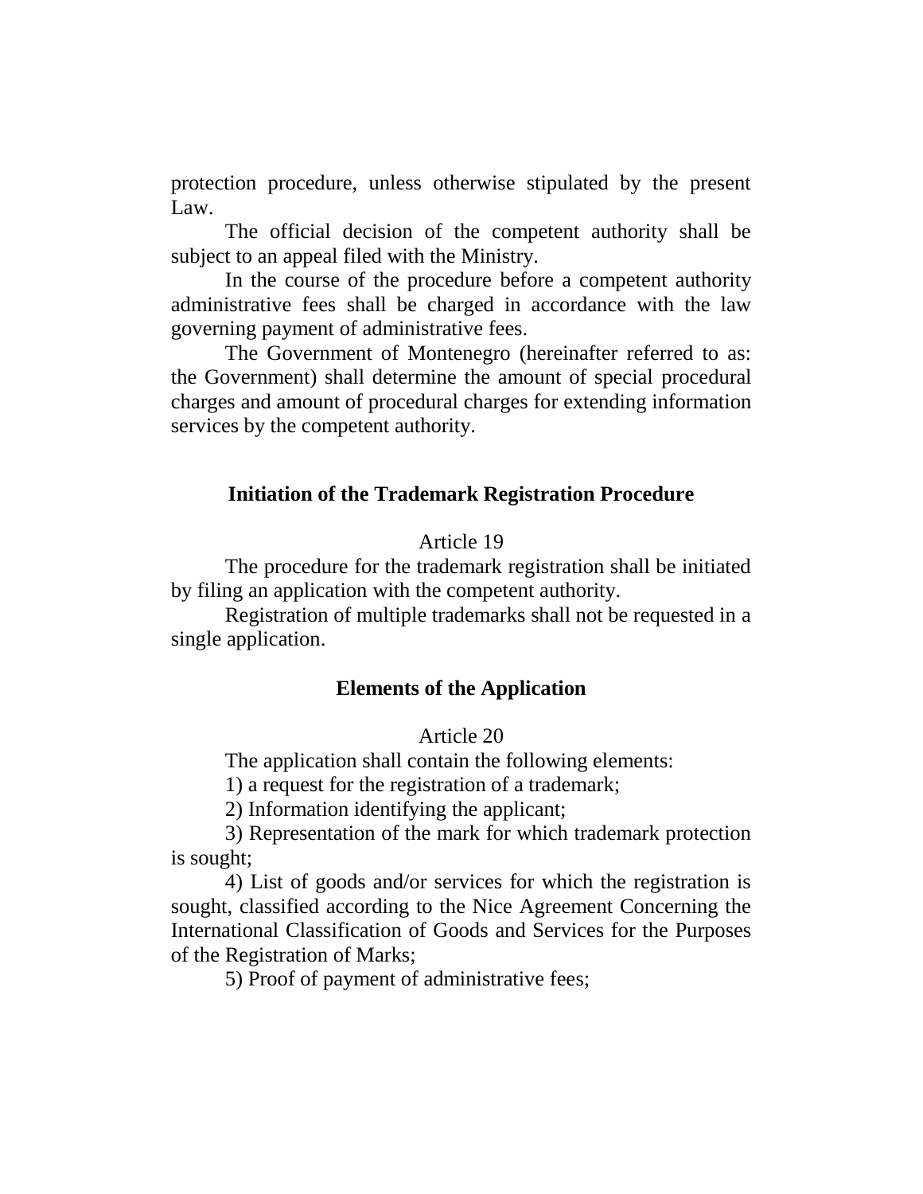protection procedure, unless otherwise stipulated by the present Law.

The official decision of the competent authority shall be subject to an appeal filed with the Ministry.

In the course of the procedure before a competent authority administrative fees shall be charged in accordance with the law governing payment of administrative fees.

The Government of Montenegro (hereinafter referred to as: the Government) shall determine the amount of special procedural charges and amount of procedural charges for extending information services by the competent authority.

### Initiation of the Trademark Registration Procedure

Article 19

The procedure for the trademark registration shall be initiated by filing an application with the competent authority.

Registration of multiple trademarks shall not be requested in a single application.

### Elements of the Application

Article 20

The application shall contain the following elements:

1) a request for the registration of a trademark;

2) Information identifying the applicant;

3) Representation of the mark for which trademark protection is sought;

4) List of goods and/or services for which the registration is sought, classified according to the Nice Agreement Concerning the International Classification of Goods and Services for the Purposes of the Registration of Marks;

5) Proof of payment of administrative fees;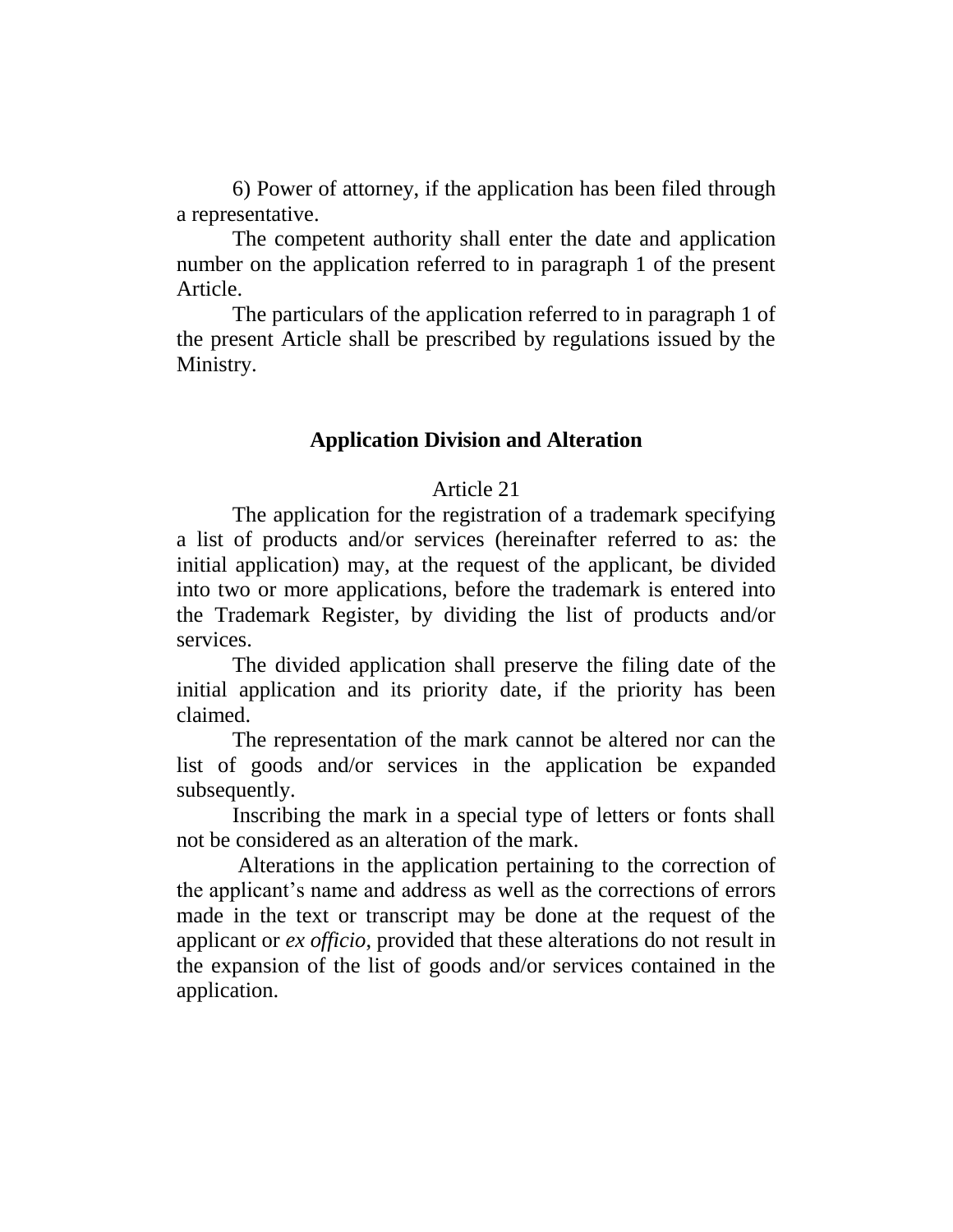6) Power of attorney, if the application has been filed through a representative.

The competent authority shall enter the date and application number on the application referred to in paragraph 1 of the present Article.

The particulars of the application referred to in paragraph 1 of the present Article shall be prescribed by regulations issued by the Ministry.

### Application Division and Alteration

Article 21

The application for the registration of a trademark specifying a list of products and/or services (hereinafter referred to as: the initial application) may, at the request of the applicant, be divided into two or more applications, before the trademark is entered into the Trademark Register, by dividing the list of products and/or services.

The divided application shall preserve the filing date of the initial application and its priority date, if the priority has been claimed.

The representation of the mark cannot be altered nor can the list of goods and/or services in the application be expanded subsequently.

Inscribing the mark in a special type of letters or fonts shall not be considered as an alteration of the mark.

Alterations in the application pertaining to the correction of the applicant's name and address as well as the corrections of errors made in the text or transcript may be done at the request of the applicant or *ex officio*, provided that these alterations do not result in the expansion of the list of goods and/or services contained in the application.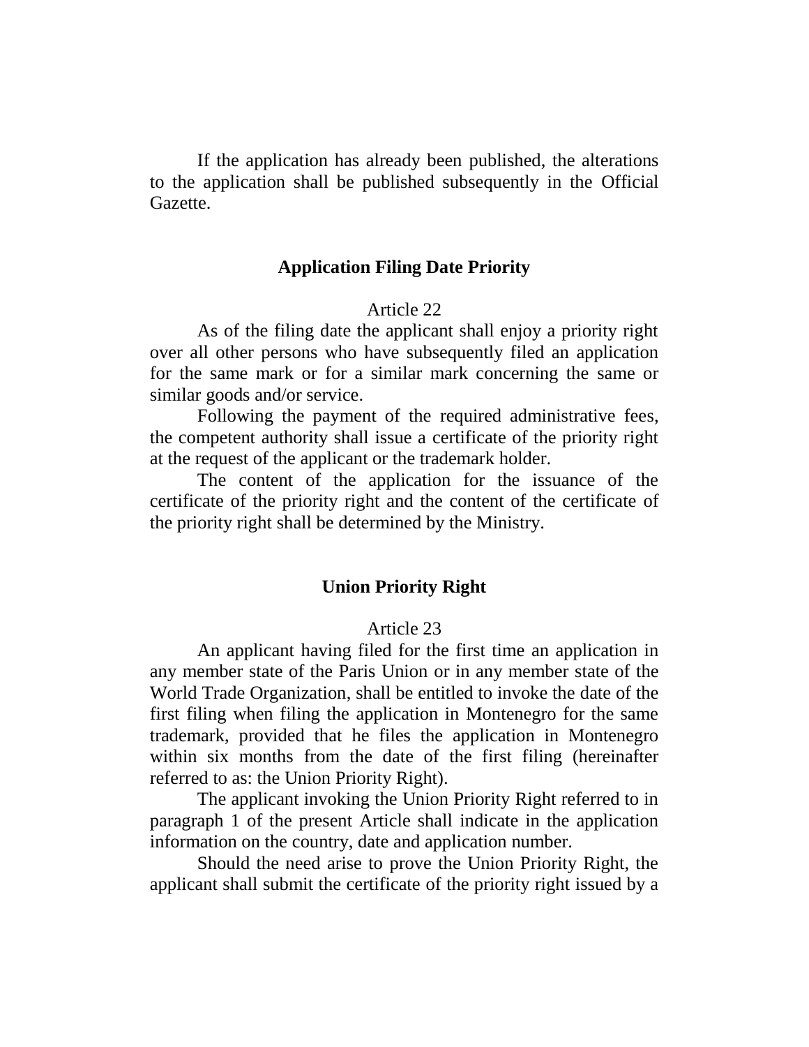If the application has already been published, the alterations to the application shall be published subsequently in the Official Gazette.

## Application Filing Date Priority

Article 22

As of the filing date the applicant shall enjoy a priority right over all other persons who have subsequently filed an application for the same mark or for a similar mark concerning the same or similar goods and/or service.

Following the payment of the required administrative fees, the competent authority shall issue a certificate of the priority right at the request of the applicant or the trademark holder.

The content of the application for the issuance of the certificate of the priority right and the content of the certificate of the priority right shall be determined by the Ministry.

## Union Priority Right

Article 23

An applicant having filed for the first time an application in any member state of the Paris Union or in any member state of the World Trade Organization, shall be entitled to invoke the date of the first filing when filing the application in Montenegro for the same trademark, provided that he files the application in Montenegro within six months from the date of the first filing (hereinafter referred to as: the Union Priority Right).

The applicant invoking the Union Priority Right referred to in paragraph 1 of the present Article shall indicate in the application information on the country, date and application number.

Should the need arise to prove the Union Priority Right, the applicant shall submit the certificate of the priority right issued by a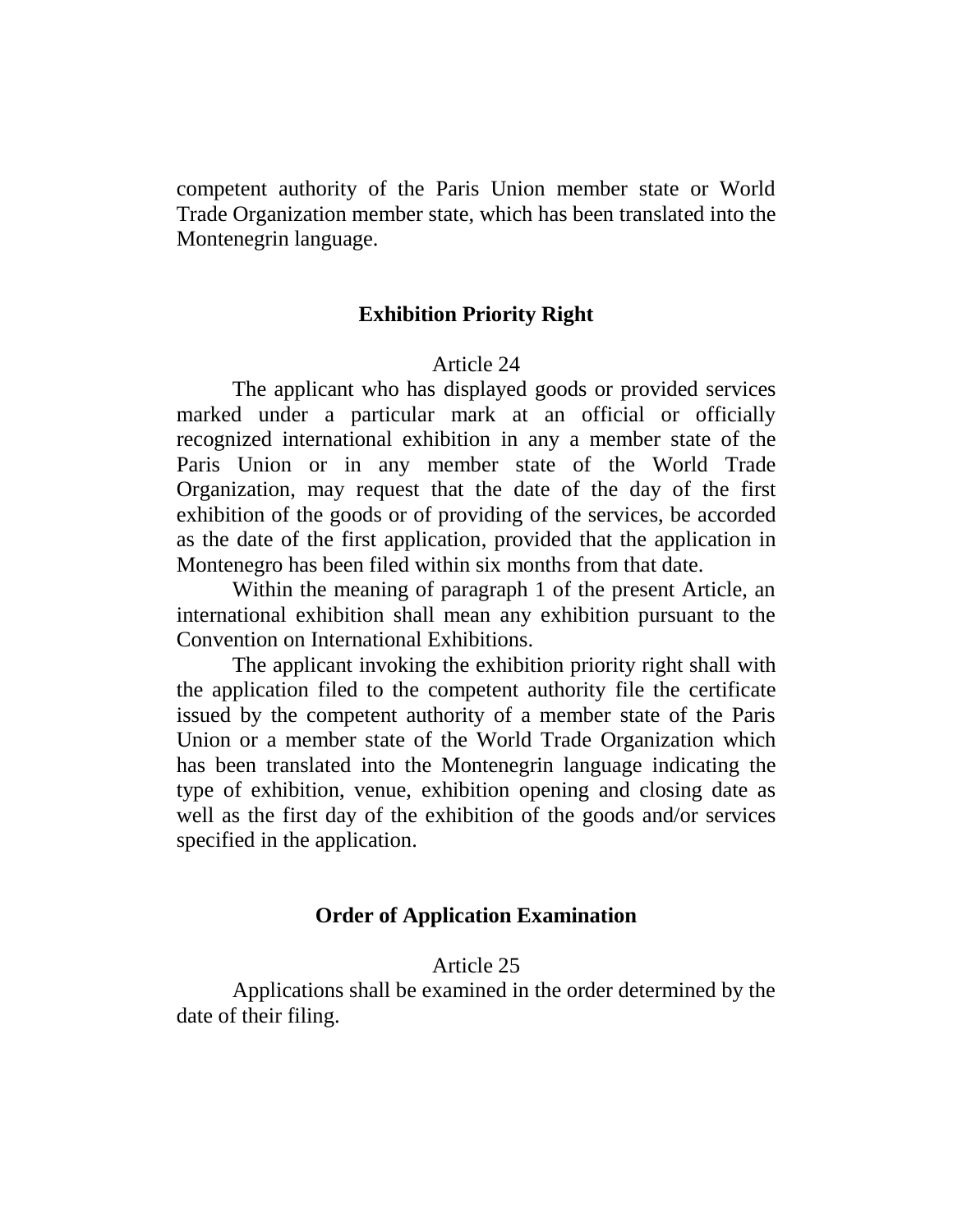competent authority of the Paris Union member state or World Trade Organization member state, which has been translated into the Montenegrin language.

### Exhibition Priority Right

Article 24

The applicant who has displayed goods or provided services marked under a particular mark at an official or officially recognized international exhibition in any a member state of the Paris Union or in any member state of the World Trade Organization, may request that the date of the day of the first exhibition of the goods or of providing of the services, be accorded as the date of the first application, provided that the application in Montenegro has been filed within six months from that date.

Within the meaning of paragraph 1 of the present Article, an international exhibition shall mean any exhibition pursuant to the Convention on International Exhibitions.

The applicant invoking the exhibition priority right shall with the application filed to the competent authority file the certificate issued by the competent authority of a member state of the Paris Union or a member state of the World Trade Organization which has been translated into the Montenegrin language indicating the type of exhibition, venue, exhibition opening and closing date as well as the first day of the exhibition of the goods and/or services specified in the application.

### Order of Application Examination

Article 25

Applications shall be examined in the order determined by the date of their filing.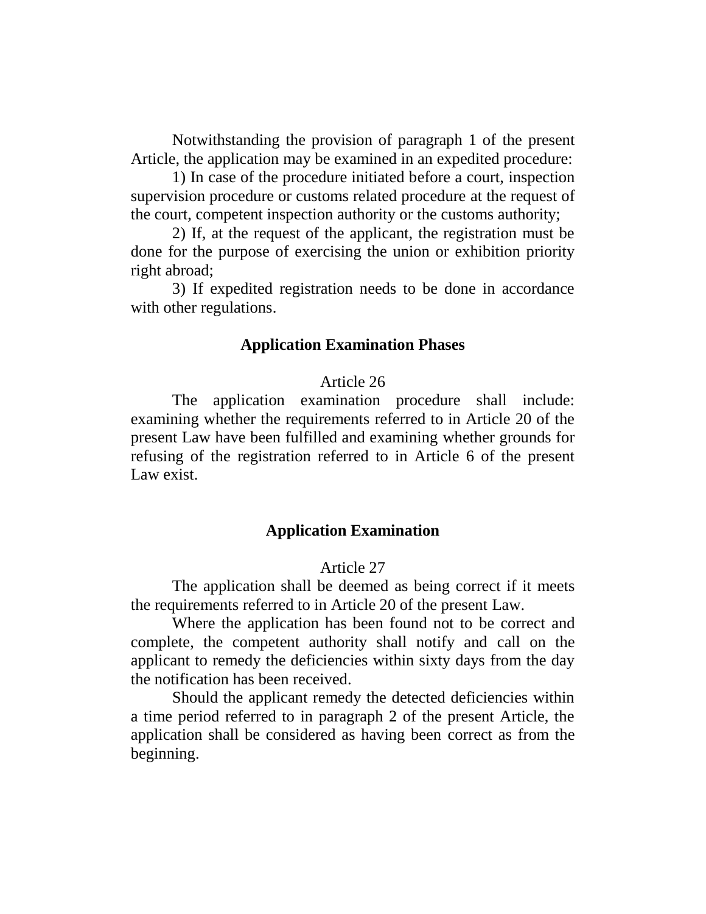Notwithstanding the provision of paragraph 1 of the present Article, the application may be examined in an expedited procedure:

1) In case of the procedure initiated before a court, inspection supervision procedure or customs related procedure at the request of the court, competent inspection authority or the customs authority;

2) If, at the request of the applicant, the registration must be done for the purpose of exercising the union or exhibition priority right abroad;

3) If expedited registration needs to be done in accordance with other regulations.

### Application Examination Phases

Article 26

The application examination procedure shall include: examining whether the requirements referred to in Article 20 of the present Law have been fulfilled and examining whether grounds for refusing of the registration referred to in Article 6 of the present Law exist.

### Application Examination

Article 27

The application shall be deemed as being correct if it meets the requirements referred to in Article 20 of the present Law.

Where the application has been found not to be correct and complete, the competent authority shall notify and call on the applicant to remedy the deficiencies within sixty days from the day the notification has been received.

Should the applicant remedy the detected deficiencies within a time period referred to in paragraph 2 of the present Article, the application shall be considered as having been correct as from the beginning.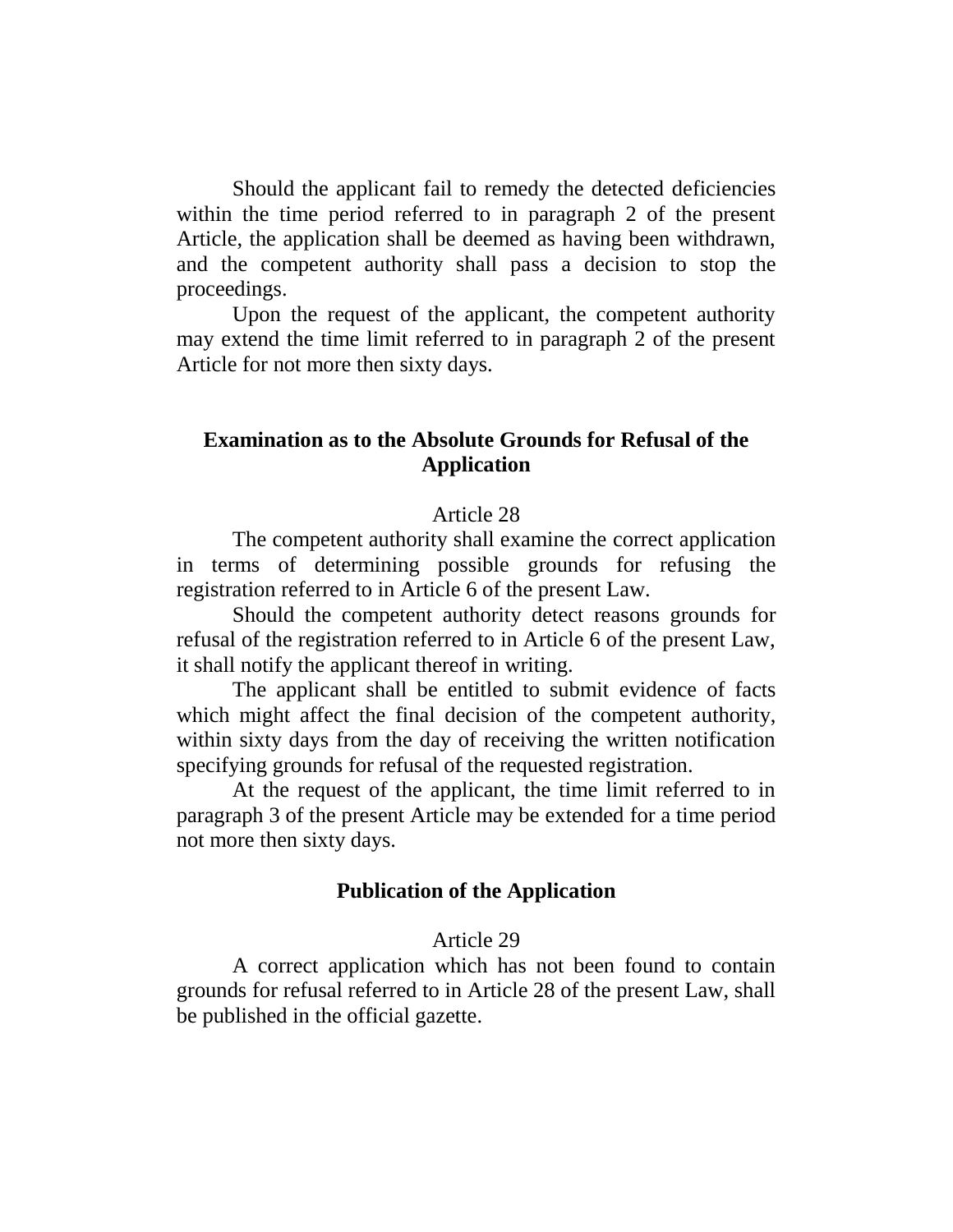Should the applicant fail to remedy the detected deficiencies within the time period referred to in paragraph 2 of the present Article, the application shall be deemed as having been withdrawn, and the competent authority shall pass a decision to stop the proceedings.

Upon the request of the applicant, the competent authority may extend the time limit referred to in paragraph 2 of the present Article for not more then sixty days.

### Examination as to the Absolute Grounds for Refusal of the Application

Article 28

The competent authority shall examine the correct application in terms of determining possible grounds for refusing the registration referred to in Article 6 of the present Law.

Should the competent authority detect reasons grounds for refusal of the registration referred to in Article 6 of the present Law, it shall notify the applicant thereof in writing.

The applicant shall be entitled to submit evidence of facts which might affect the final decision of the competent authority, within sixty days from the day of receiving the written notification specifying grounds for refusal of the requested registration.

At the request of the applicant, the time limit referred to in paragraph 3 of the present Article may be extended for a time period not more then sixty days.

### Publication of the Application

Article 29

A correct application which has not been found to contain grounds for refusal referred to in Article 28 of the present Law, shall be published in the official gazette.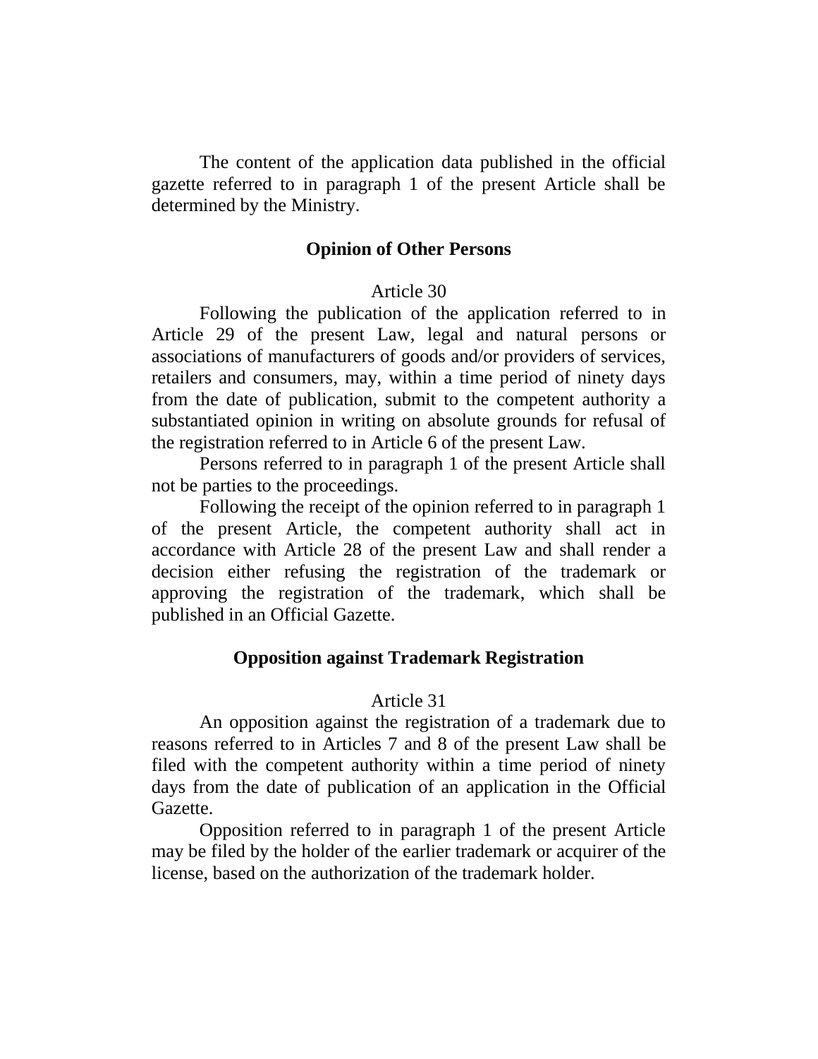The content of the application data published in the official gazette referred to in paragraph 1 of the present Article shall be determined by the Ministry.

### Opinion of Other Persons

Article 30

Following the publication of the application referred to in Article 29 of the present Law, legal and natural persons or associations of manufacturers of goods and/or providers of services, retailers and consumers, may, within a time period of ninety days from the date of publication, submit to the competent authority a substantiated opinion in writing on absolute grounds for refusal of the registration referred to in Article 6 of the present Law.

Persons referred to in paragraph 1 of the present Article shall not be parties to the proceedings.

Following the receipt of the opinion referred to in paragraph 1 of the present Article, the competent authority shall act in accordance with Article 28 of the present Law and shall render a decision either refusing the registration of the trademark or approving the registration of the trademark, which shall be published in an Official Gazette.

### Opposition against Trademark Registration

Article 31

An opposition against the registration of a trademark due to reasons referred to in Articles 7 and 8 of the present Law shall be filed with the competent authority within a time period of ninety days from the date of publication of an application in the Official Gazette.

Opposition referred to in paragraph 1 of the present Article may be filed by the holder of the earlier trademark or acquirer of the license, based on the authorization of the trademark holder.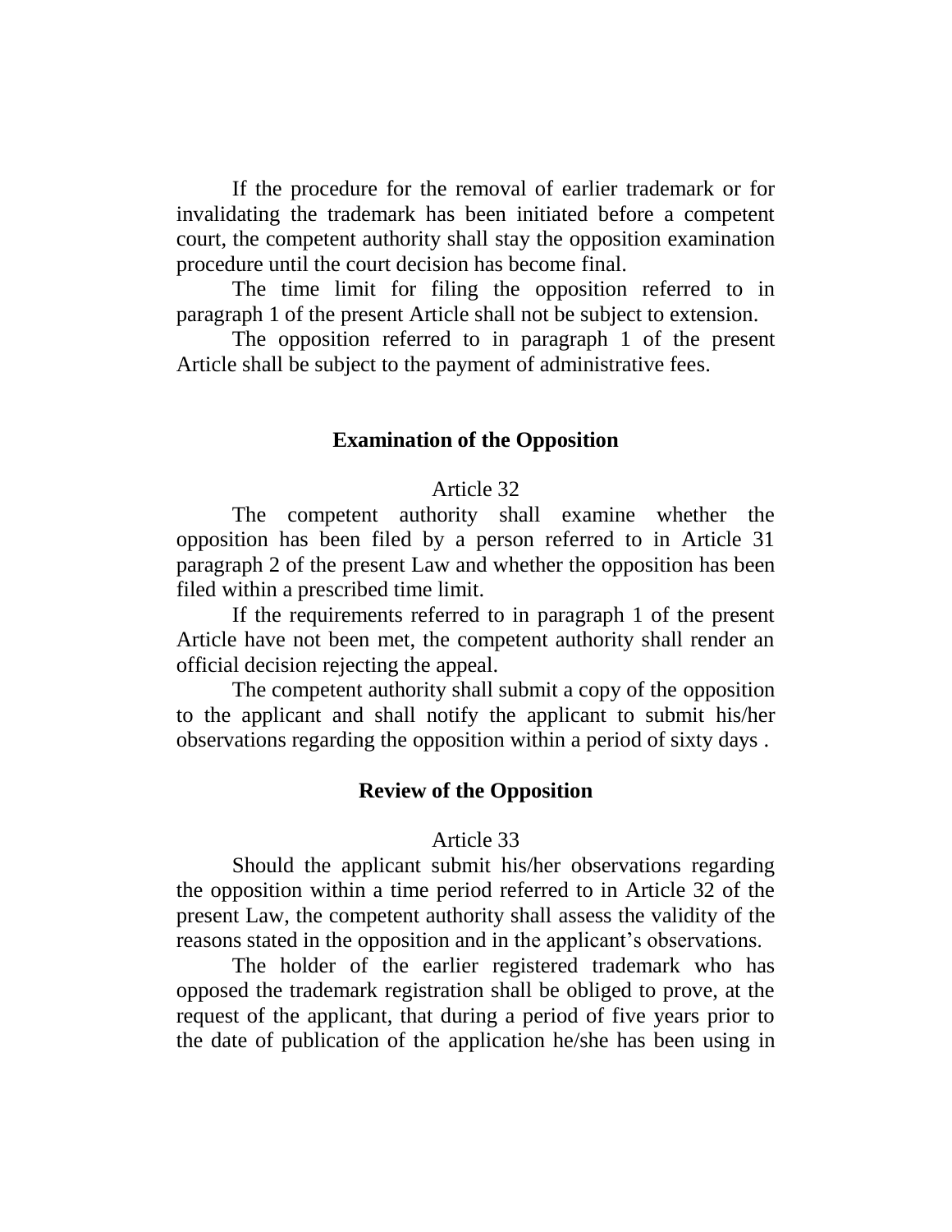If the procedure for the removal of earlier trademark or for invalidating the trademark has been initiated before a competent court, the competent authority shall stay the opposition examination procedure until the court decision has become final.

The time limit for filing the opposition referred to in paragraph 1 of the present Article shall not be subject to extension.

The opposition referred to in paragraph 1 of the present Article shall be subject to the payment of administrative fees.

### Examination of the Opposition

Article 32

The competent authority shall examine whether the opposition has been filed by a person referred to in Article 31 paragraph 2 of the present Law and whether the opposition has been filed within a prescribed time limit.

If the requirements referred to in paragraph 1 of the present Article have not been met, the competent authority shall render an official decision rejecting the appeal.

The competent authority shall submit a copy of the opposition to the applicant and shall notify the applicant to submit his/her observations regarding the opposition within a period of sixty days .

### Review of the Opposition

Article 33

Should the applicant submit his/her observations regarding the opposition within a time period referred to in Article 32 of the present Law, the competent authority shall assess the validity of the reasons stated in the opposition and in the applicant's observations.

The holder of the earlier registered trademark who has opposed the trademark registration shall be obliged to prove, at the request of the applicant, that during a period of five years prior to the date of publication of the application he/she has been using in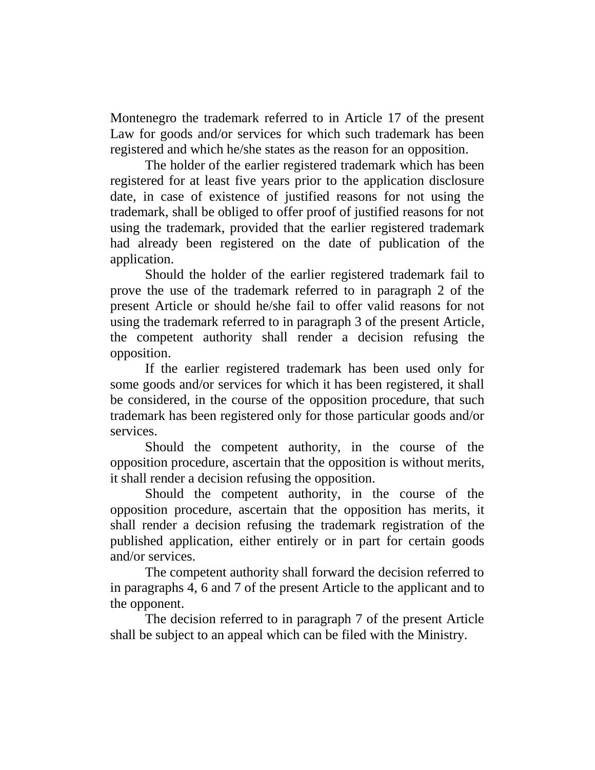Montenegro the trademark referred to in Article 17 of the present Law for goods and/or services for which such trademark has been registered and which he/she states as the reason for an opposition.

The holder of the earlier registered trademark which has been registered for at least five years prior to the application disclosure date, in case of existence of justified reasons for not using the trademark, shall be obliged to offer proof of justified reasons for not using the trademark, provided that the earlier registered trademark had already been registered on the date of publication of the application.

Should the holder of the earlier registered trademark fail to prove the use of the trademark referred to in paragraph 2 of the present Article or should he/she fail to offer valid reasons for not using the trademark referred to in paragraph 3 of the present Article, the competent authority shall render a decision refusing the opposition.

If the earlier registered trademark has been used only for some goods and/or services for which it has been registered, it shall be considered, in the course of the opposition procedure, that such trademark has been registered only for those particular goods and/or services.

Should the competent authority, in the course of the opposition procedure, ascertain that the opposition is without merits, it shall render a decision refusing the opposition.

Should the competent authority, in the course of the opposition procedure, ascertain that the opposition has merits, it shall render a decision refusing the trademark registration of the published application, either entirely or in part for certain goods and/or services.

The competent authority shall forward the decision referred to in paragraphs 4, 6 and 7 of the present Article to the applicant and to the opponent.

The decision referred to in paragraph 7 of the present Article shall be subject to an appeal which can be filed with the Ministry.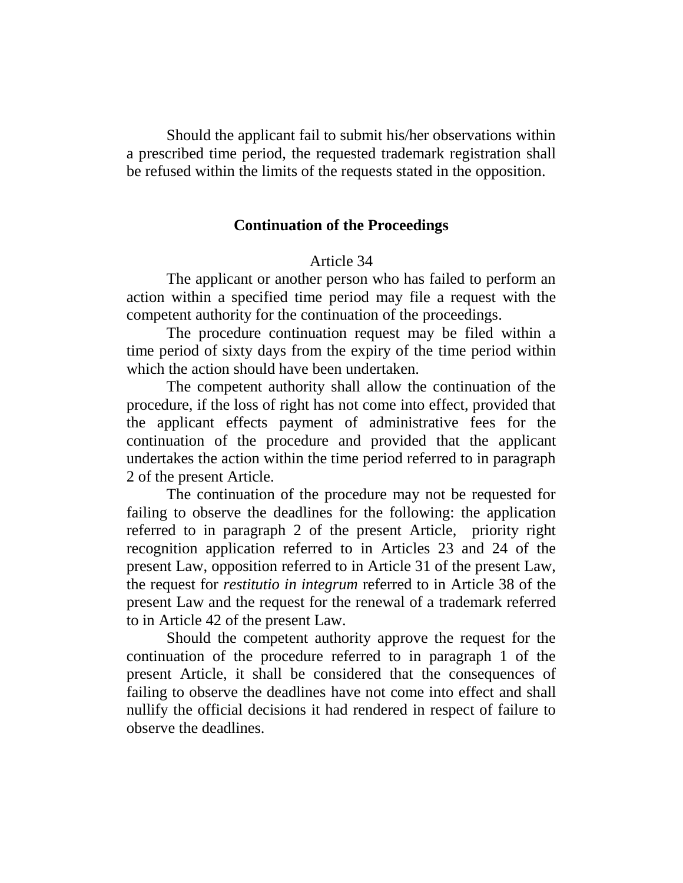Should the applicant fail to submit his/her observations within a prescribed time period, the requested trademark registration shall be refused within the limits of the requests stated in the opposition.

## Continuation of the Proceedings

Article 34

The applicant or another person who has failed to perform an action within a specified time period may file a request with the competent authority for the continuation of the proceedings.

The procedure continuation request may be filed within a time period of sixty days from the expiry of the time period within which the action should have been undertaken.

The competent authority shall allow the continuation of the procedure, if the loss of right has not come into effect, provided that the applicant effects payment of administrative fees for the continuation of the procedure and provided that the applicant undertakes the action within the time period referred to in paragraph 2 of the present Article.

The continuation of the procedure may not be requested for failing to observe the deadlines for the following: the application referred to in paragraph 2 of the present Article, priority right recognition application referred to in Articles 23 and 24 of the present Law, opposition referred to in Article 31 of the present Law, the request for *restitutio in integrum* referred to in Article 38 of the present Law and the request for the renewal of a trademark referred to in Article 42 of the present Law.

Should the competent authority approve the request for the continuation of the procedure referred to in paragraph 1 of the present Article, it shall be considered that the consequences of failing to observe the deadlines have not come into effect and shall nullify the official decisions it had rendered in respect of failure to observe the deadlines.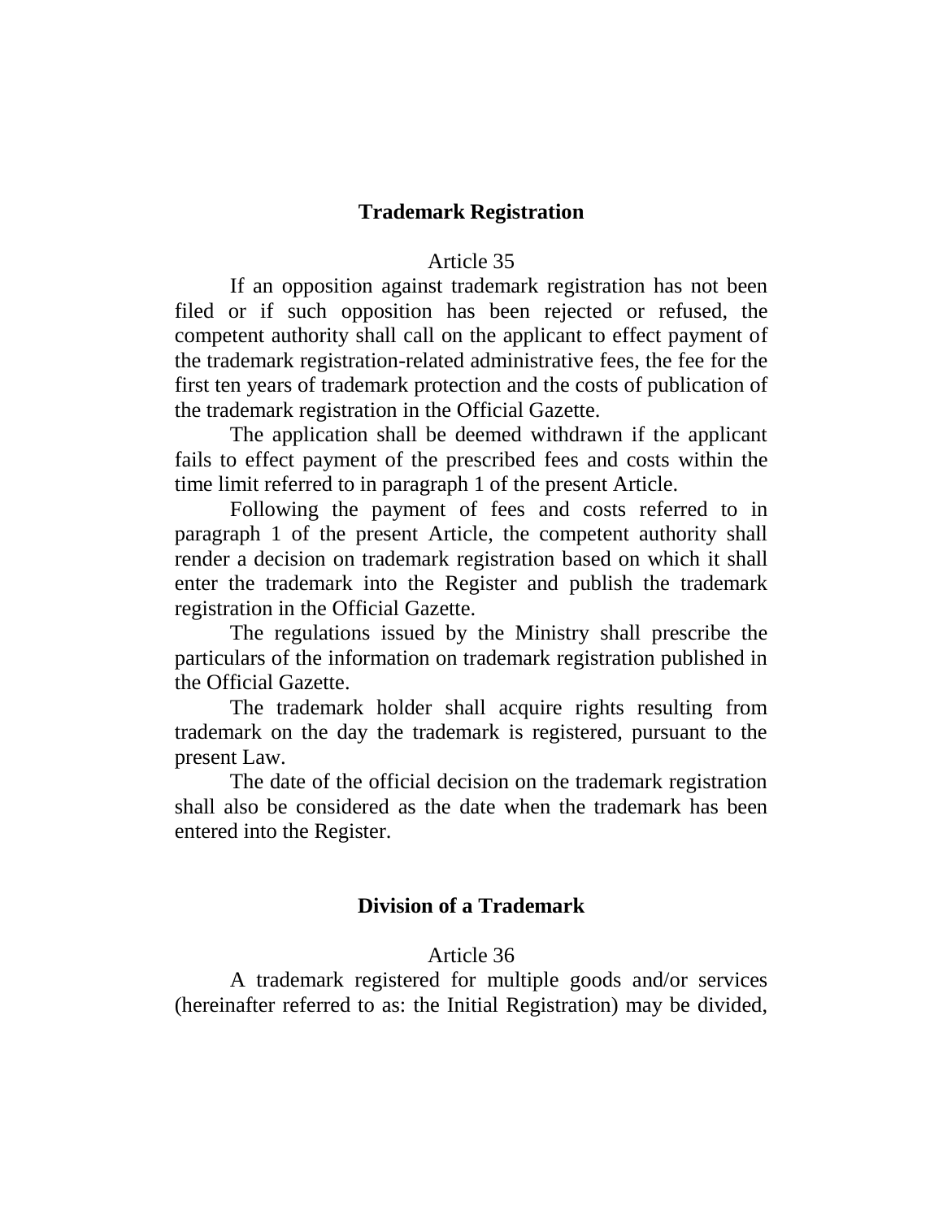### Trademark Registration

Article 35

If an opposition against trademark registration has not been filed or if such opposition has been rejected or refused, the competent authority shall call on the applicant to effect payment of the trademark registration-related administrative fees, the fee for the first ten years of trademark protection and the costs of publication of the trademark registration in the Official Gazette.

The application shall be deemed withdrawn if the applicant fails to effect payment of the prescribed fees and costs within the time limit referred to in paragraph 1 of the present Article.

Following the payment of fees and costs referred to in paragraph 1 of the present Article, the competent authority shall render a decision on trademark registration based on which it shall enter the trademark into the Register and publish the trademark registration in the Official Gazette.

The regulations issued by the Ministry shall prescribe the particulars of the information on trademark registration published in the Official Gazette.

The trademark holder shall acquire rights resulting from trademark on the day the trademark is registered, pursuant to the present Law.

The date of the official decision on the trademark registration shall also be considered as the date when the trademark has been entered into the Register.

### Division of a Trademark

Article 36

A trademark registered for multiple goods and/or services (hereinafter referred to as: the Initial Registration) may be divided,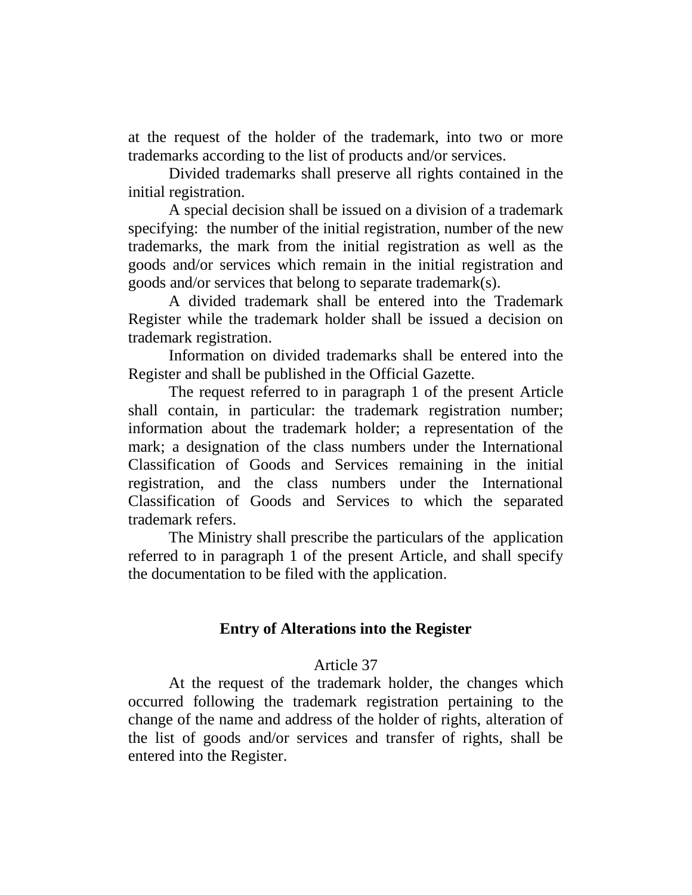at the request of the holder of the trademark, into two or more trademarks according to the list of products and/or services.

Divided trademarks shall preserve all rights contained in the initial registration.

A special decision shall be issued on a division of a trademark specifying: the number of the initial registration, number of the new trademarks, the mark from the initial registration as well as the goods and/or services which remain in the initial registration and goods and/or services that belong to separate trademark(s).

A divided trademark shall be entered into the Trademark Register while the trademark holder shall be issued a decision on trademark registration.

Information on divided trademarks shall be entered into the Register and shall be published in the Official Gazette.

The request referred to in paragraph 1 of the present Article shall contain, in particular: the trademark registration number; information about the trademark holder; a representation of the mark; a designation of the class numbers under the International Classification of Goods and Services remaining in the initial registration, and the class numbers under the International Classification of Goods and Services to which the separated trademark refers.

The Ministry shall prescribe the particulars of the application referred to in paragraph 1 of the present Article, and shall specify the documentation to be filed with the application.

### Entry of Alterations into the Register

Article 37

At the request of the trademark holder, the changes which occurred following the trademark registration pertaining to the change of the name and address of the holder of rights, alteration of the list of goods and/or services and transfer of rights, shall be entered into the Register.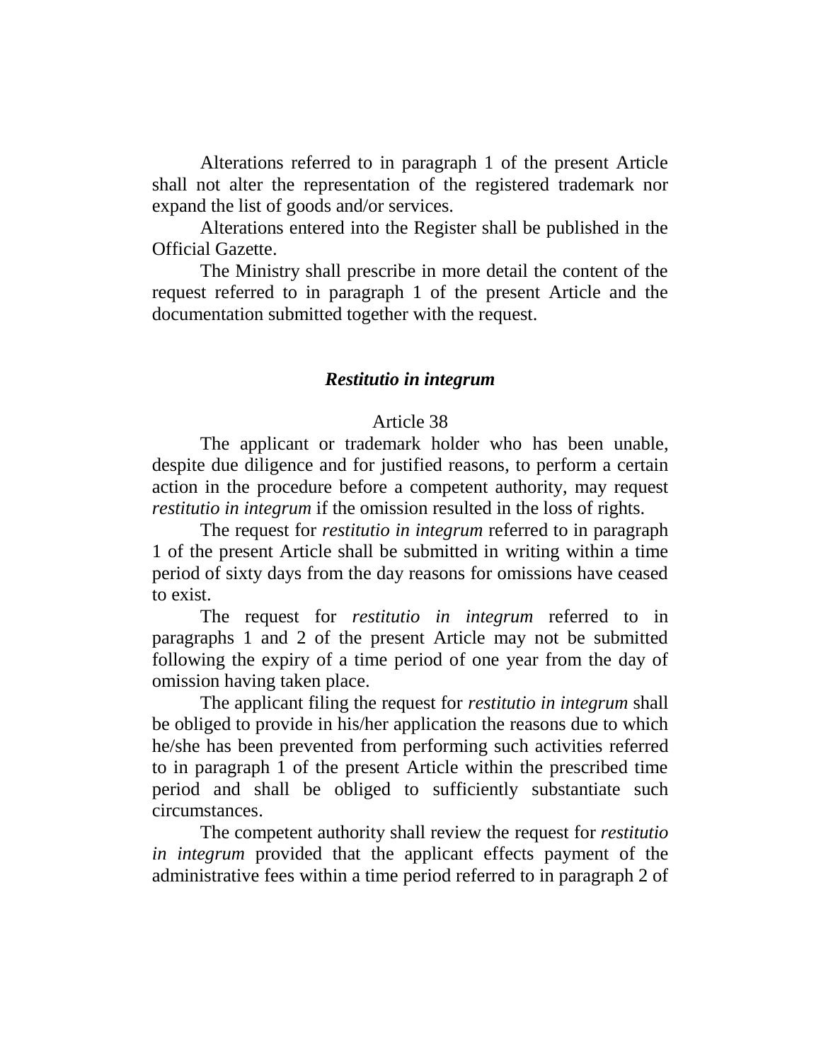Alterations referred to in paragraph 1 of the present Article shall not alter the representation of the registered trademark nor expand the list of goods and/or services.

Alterations entered into the Register shall be published in the Official Gazette.

The Ministry shall prescribe in more detail the content of the request referred to in paragraph 1 of the present Article and the documentation submitted together with the request.

### ***Restitutio in integrum***

Article 38

The applicant or trademark holder who has been unable, despite due diligence and for justified reasons, to perform a certain action in the procedure before a competent authority, may request *restitutio in integrum* if the omission resulted in the loss of rights.

The request for *restitutio in integrum* referred to in paragraph 1 of the present Article shall be submitted in writing within a time period of sixty days from the day reasons for omissions have ceased to exist.

The request for *restitutio in integrum* referred to in paragraphs 1 and 2 of the present Article may not be submitted following the expiry of a time period of one year from the day of omission having taken place.

The applicant filing the request for *restitutio in integrum* shall be obliged to provide in his/her application the reasons due to which he/she has been prevented from performing such activities referred to in paragraph 1 of the present Article within the prescribed time period and shall be obliged to sufficiently substantiate such circumstances.

The competent authority shall review the request for *restitutio in integrum* provided that the applicant effects payment of the administrative fees within a time period referred to in paragraph 2 of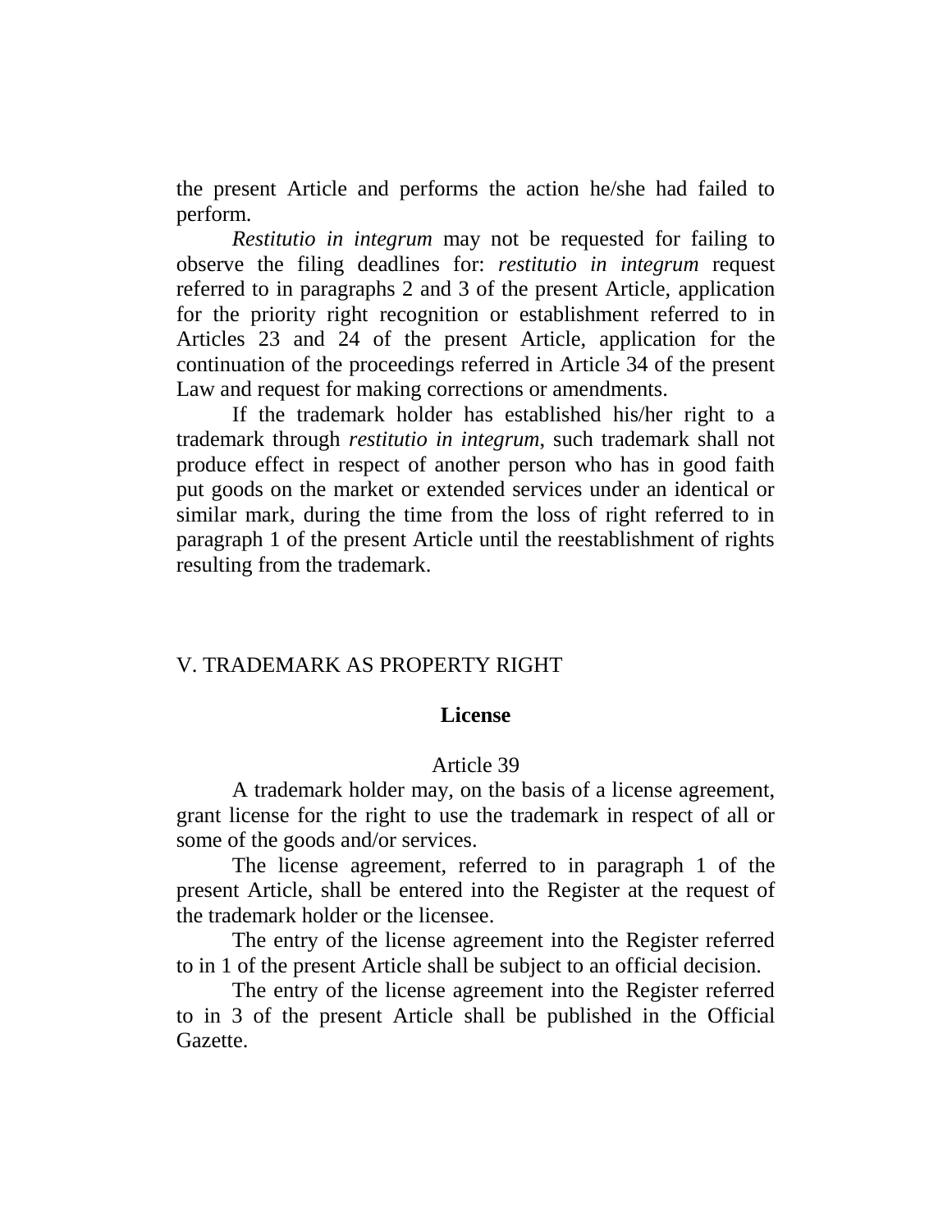the present Article and performs the action he/she had failed to perform.

*Restitutio in integrum* may not be requested for failing to observe the filing deadlines for: *restitutio in integrum* request referred to in paragraphs 2 and 3 of the present Article, application for the priority right recognition or establishment referred to in Articles 23 and 24 of the present Article, application for the continuation of the proceedings referred in Article 34 of the present Law and request for making corrections or amendments.

If the trademark holder has established his/her right to a trademark through *restitutio in integrum*, such trademark shall not produce effect in respect of another person who has in good faith put goods on the market or extended services under an identical or similar mark, during the time from the loss of right referred to in paragraph 1 of the present Article until the reestablishment of rights resulting from the trademark.

## V. TRADEMARK AS PROPERTY RIGHT

### License

Article 39

A trademark holder may, on the basis of a license agreement, grant license for the right to use the trademark in respect of all or some of the goods and/or services.

The license agreement, referred to in paragraph 1 of the present Article, shall be entered into the Register at the request of the trademark holder or the licensee.

The entry of the license agreement into the Register referred to in 1 of the present Article shall be subject to an official decision.

The entry of the license agreement into the Register referred to in 3 of the present Article shall be published in the Official Gazette.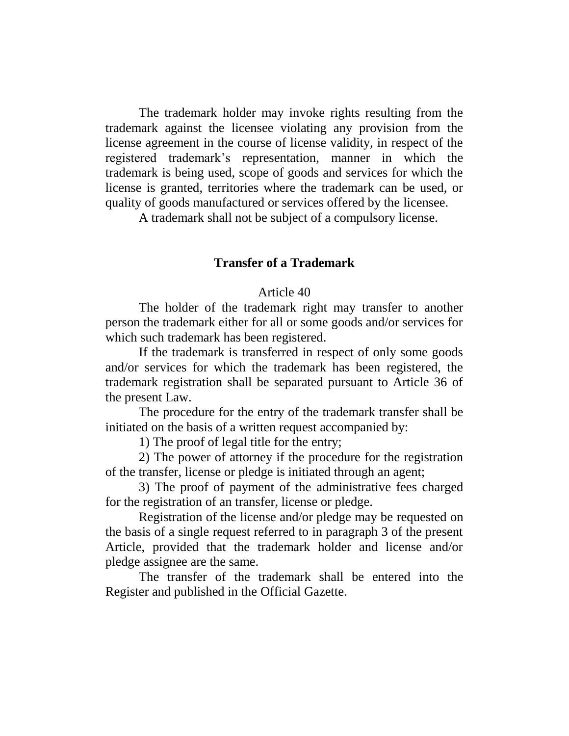The trademark holder may invoke rights resulting from the trademark against the licensee violating any provision from the license agreement in the course of license validity, in respect of the registered trademark's representation, manner in which the trademark is being used, scope of goods and services for which the license is granted, territories where the trademark can be used, or quality of goods manufactured or services offered by the licensee.

A trademark shall not be subject of a compulsory license.

## Transfer of a Trademark

Article 40

The holder of the trademark right may transfer to another person the trademark either for all or some goods and/or services for which such trademark has been registered.

If the trademark is transferred in respect of only some goods and/or services for which the trademark has been registered, the trademark registration shall be separated pursuant to Article 36 of the present Law.

The procedure for the entry of the trademark transfer shall be initiated on the basis of a written request accompanied by:

1) The proof of legal title for the entry;

2) The power of attorney if the procedure for the registration of the transfer, license or pledge is initiated through an agent;

3) The proof of payment of the administrative fees charged for the registration of an transfer, license or pledge.

Registration of the license and/or pledge may be requested on the basis of a single request referred to in paragraph 3 of the present Article, provided that the trademark holder and license and/or pledge assignee are the same.

The transfer of the trademark shall be entered into the Register and published in the Official Gazette.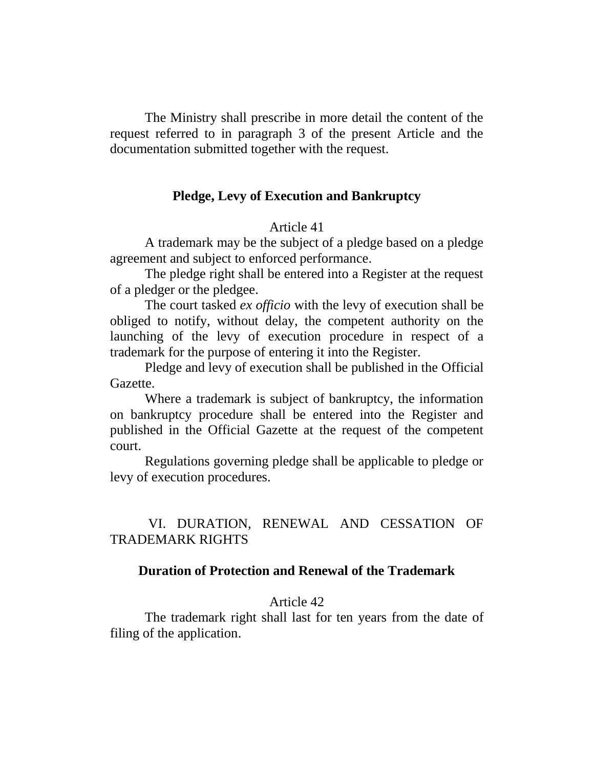The Ministry shall prescribe in more detail the content of the request referred to in paragraph 3 of the present Article and the documentation submitted together with the request.

### Pledge, Levy of Execution and Bankruptcy

Article 41

A trademark may be the subject of a pledge based on a pledge agreement and subject to enforced performance.

The pledge right shall be entered into a Register at the request of a pledger or the pledgee.

The court tasked *ex officio* with the levy of execution shall be obliged to notify, without delay, the competent authority on the launching of the levy of execution procedure in respect of a trademark for the purpose of entering it into the Register.

Pledge and levy of execution shall be published in the Official Gazette.

Where a trademark is subject of bankruptcy, the information on bankruptcy procedure shall be entered into the Register and published in the Official Gazette at the request of the competent court.

Regulations governing pledge shall be applicable to pledge or levy of execution procedures.

## VI. DURATION, RENEWAL AND CESSATION OF TRADEMARK RIGHTS

### Duration of Protection and Renewal of the Trademark

Article 42

The trademark right shall last for ten years from the date of filing of the application.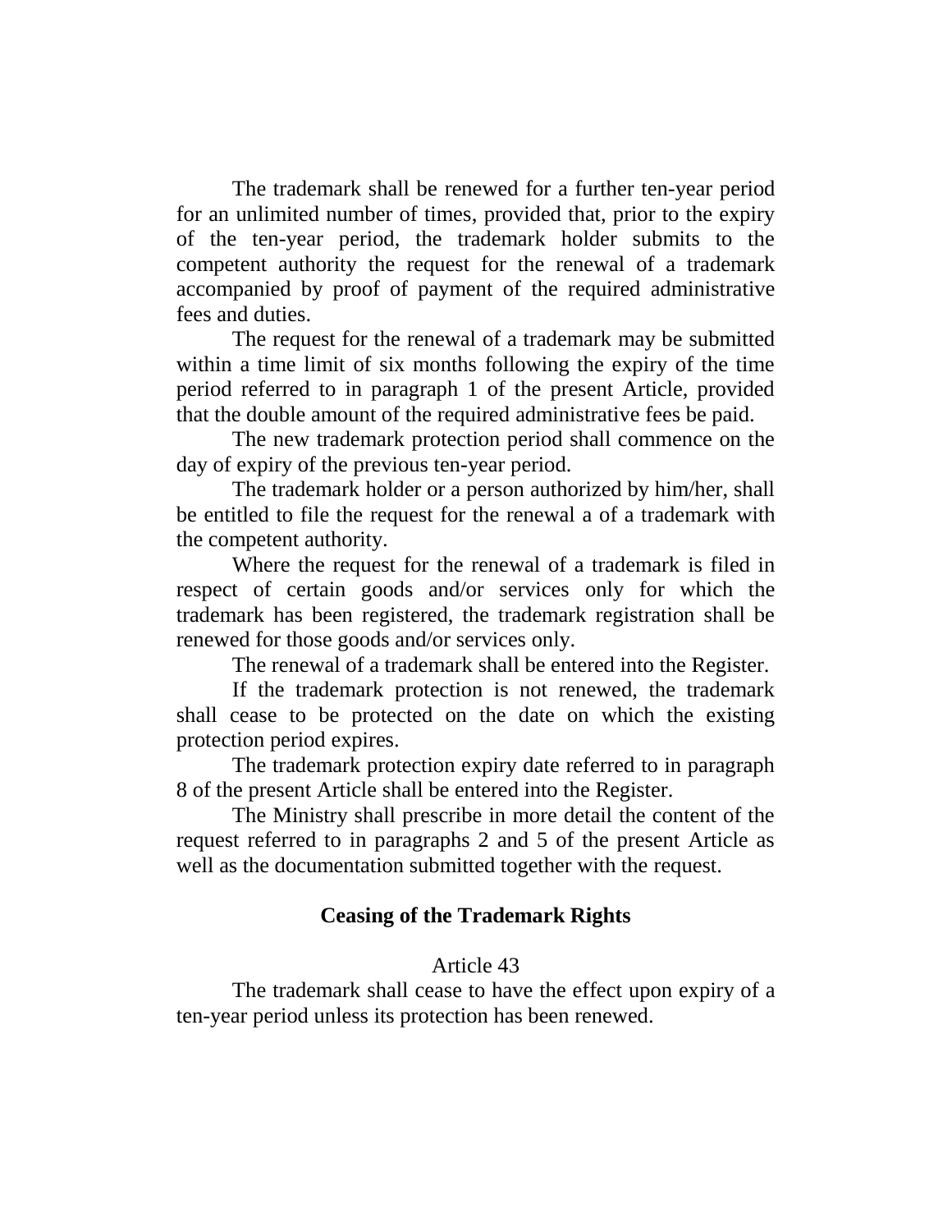The trademark shall be renewed for a further ten-year period for an unlimited number of times, provided that, prior to the expiry of the ten-year period, the trademark holder submits to the competent authority the request for the renewal of a trademark accompanied by proof of payment of the required administrative fees and duties.

The request for the renewal of a trademark may be submitted within a time limit of six months following the expiry of the time period referred to in paragraph 1 of the present Article, provided that the double amount of the required administrative fees be paid.

The new trademark protection period shall commence on the day of expiry of the previous ten-year period.

The trademark holder or a person authorized by him/her, shall be entitled to file the request for the renewal a of a trademark with the competent authority.

Where the request for the renewal of a trademark is filed in respect of certain goods and/or services only for which the trademark has been registered, the trademark registration shall be renewed for those goods and/or services only.

The renewal of a trademark shall be entered into the Register.

If the trademark protection is not renewed, the trademark shall cease to be protected on the date on which the existing protection period expires.

The trademark protection expiry date referred to in paragraph 8 of the present Article shall be entered into the Register.

The Ministry shall prescribe in more detail the content of the request referred to in paragraphs 2 and 5 of the present Article as well as the documentation submitted together with the request.

### Ceasing of the Trademark Rights

Article 43

The trademark shall cease to have the effect upon expiry of a ten-year period unless its protection has been renewed.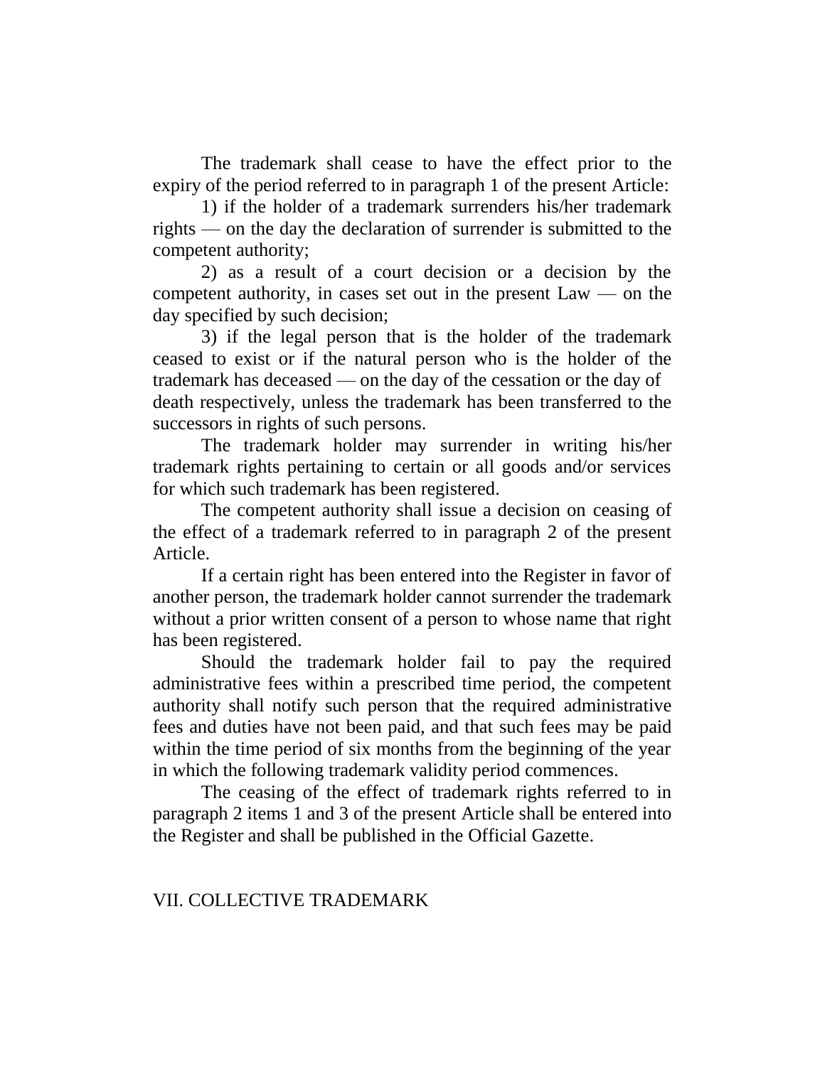The trademark shall cease to have the effect prior to the expiry of the period referred to in paragraph 1 of the present Article:

1) if the holder of a trademark surrenders his/her trademark rights — on the day the declaration of surrender is submitted to the competent authority;

2) as a result of a court decision or a decision by the competent authority, in cases set out in the present Law — on the day specified by such decision;

3) if the legal person that is the holder of the trademark ceased to exist or if the natural person who is the holder of the trademark has deceased — on the day of the cessation or the day of death respectively, unless the trademark has been transferred to the successors in rights of such persons.

The trademark holder may surrender in writing his/her trademark rights pertaining to certain or all goods and/or services for which such trademark has been registered.

The competent authority shall issue a decision on ceasing of the effect of a trademark referred to in paragraph 2 of the present Article.

If a certain right has been entered into the Register in favor of another person, the trademark holder cannot surrender the trademark without a prior written consent of a person to whose name that right has been registered.

Should the trademark holder fail to pay the required administrative fees within a prescribed time period, the competent authority shall notify such person that the required administrative fees and duties have not been paid, and that such fees may be paid within the time period of six months from the beginning of the year in which the following trademark validity period commences.

The ceasing of the effect of trademark rights referred to in paragraph 2 items 1 and 3 of the present Article shall be entered into the Register and shall be published in the Official Gazette.

## VII. COLLECTIVE TRADEMARK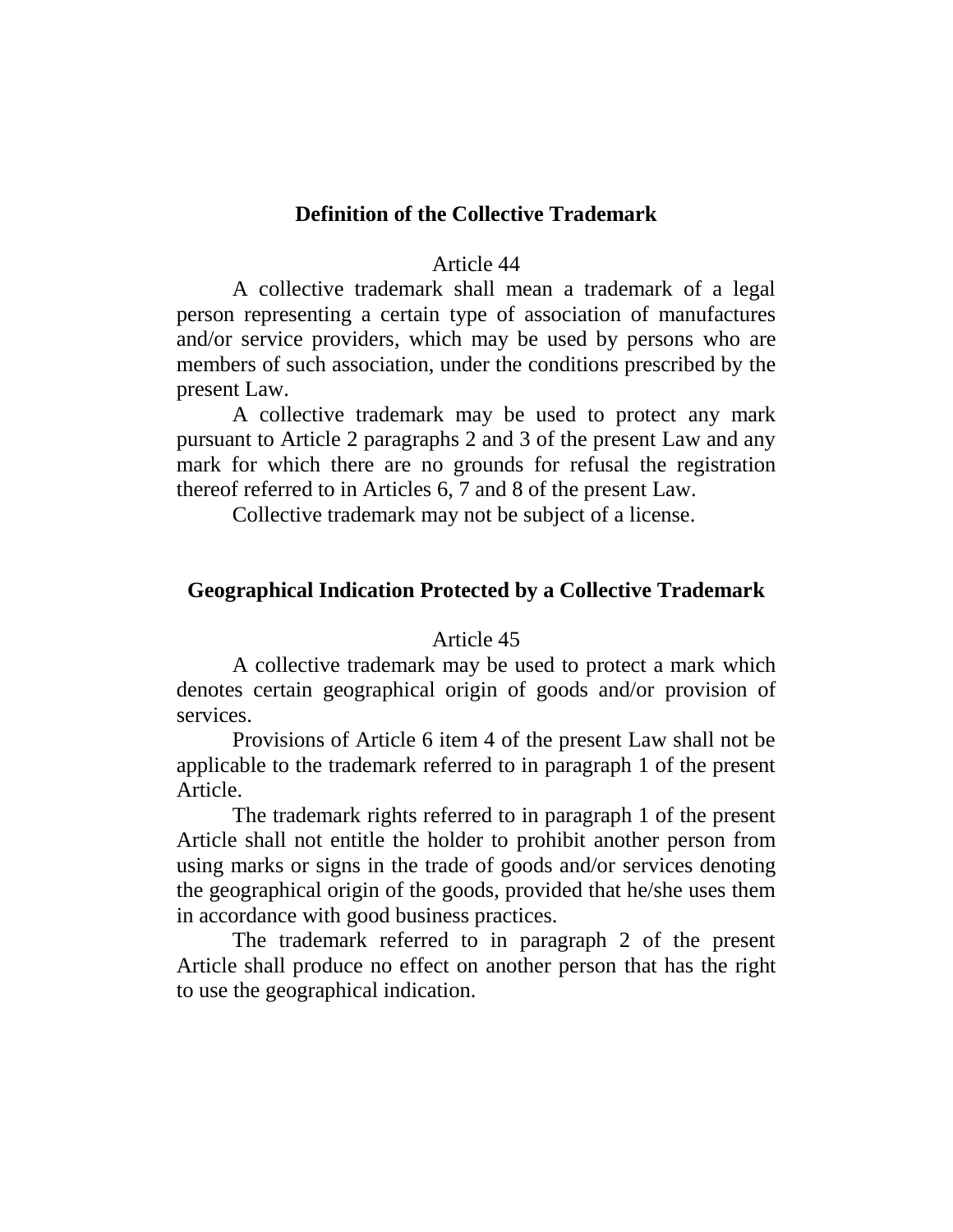### Definition of the Collective Trademark

Article 44

A collective trademark shall mean a trademark of a legal person representing a certain type of association of manufactures and/or service providers, which may be used by persons who are members of such association, under the conditions prescribed by the present Law.

A collective trademark may be used to protect any mark pursuant to Article 2 paragraphs 2 and 3 of the present Law and any mark for which there are no grounds for refusal the registration thereof referred to in Articles 6, 7 and 8 of the present Law.

Collective trademark may not be subject of a license.

### Geographical Indication Protected by a Collective Trademark

Article 45

A collective trademark may be used to protect a mark which denotes certain geographical origin of goods and/or provision of services.

Provisions of Article 6 item 4 of the present Law shall not be applicable to the trademark referred to in paragraph 1 of the present Article.

The trademark rights referred to in paragraph 1 of the present Article shall not entitle the holder to prohibit another person from using marks or signs in the trade of goods and/or services denoting the geographical origin of the goods, provided that he/she uses them in accordance with good business practices.

The trademark referred to in paragraph 2 of the present Article shall produce no effect on another person that has the right to use the geographical indication.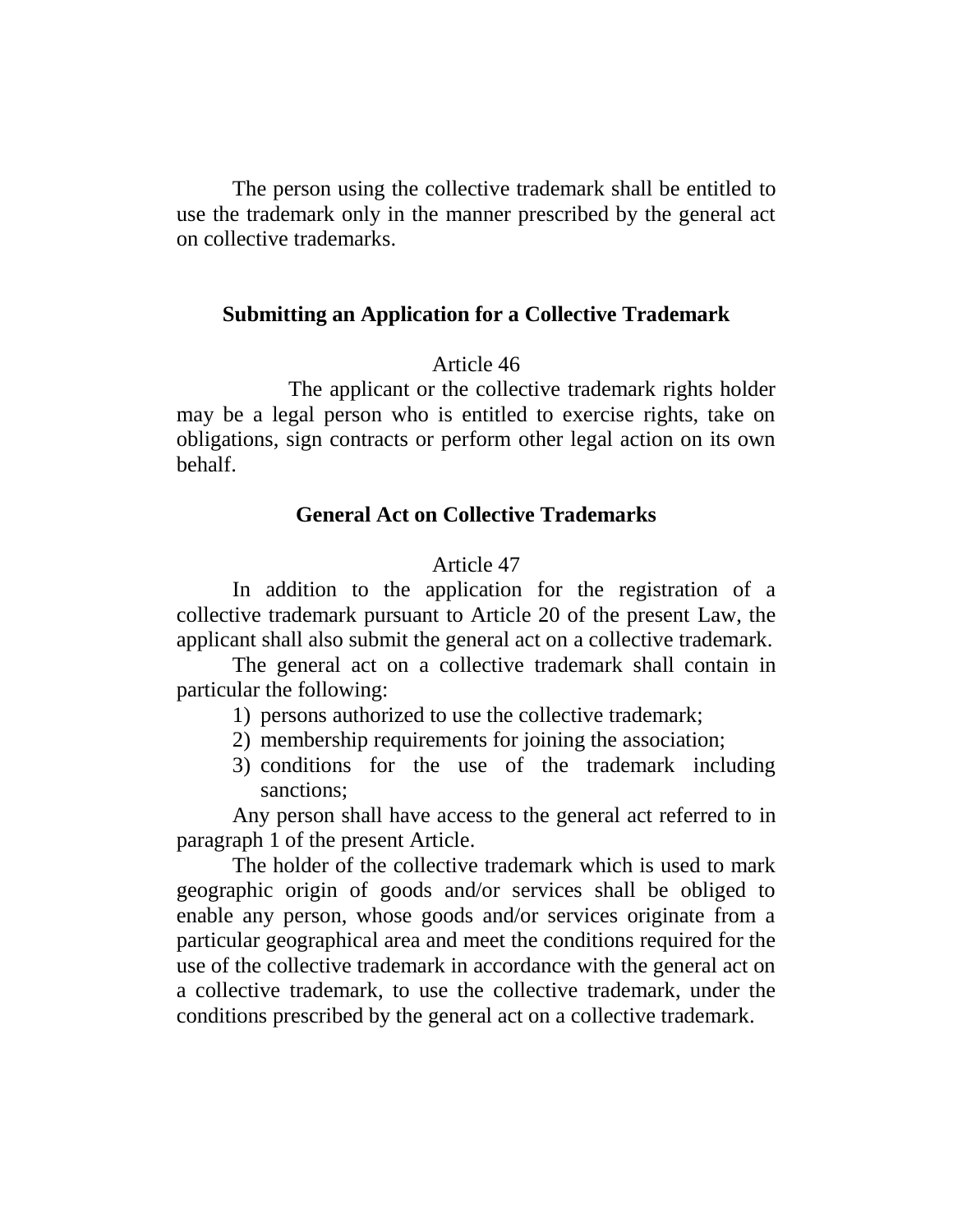The person using the collective trademark shall be entitled to use the trademark only in the manner prescribed by the general act on collective trademarks.

### Submitting an Application for a Collective Trademark

Article 46

The applicant or the collective trademark rights holder may be a legal person who is entitled to exercise rights, take on obligations, sign contracts or perform other legal action on its own behalf.

### General Act on Collective Trademarks

Article 47

In addition to the application for the registration of a collective trademark pursuant to Article 20 of the present Law, the applicant shall also submit the general act on a collective trademark.

The general act on a collective trademark shall contain in particular the following:

1) persons authorized to use the collective trademark;
2) membership requirements for joining the association;
3) conditions for the use of the trademark including sanctions;

Any person shall have access to the general act referred to in paragraph 1 of the present Article.

The holder of the collective trademark which is used to mark geographic origin of goods and/or services shall be obliged to enable any person, whose goods and/or services originate from a particular geographical area and meet the conditions required for the use of the collective trademark in accordance with the general act on a collective trademark, to use the collective trademark, under the conditions prescribed by the general act on a collective trademark.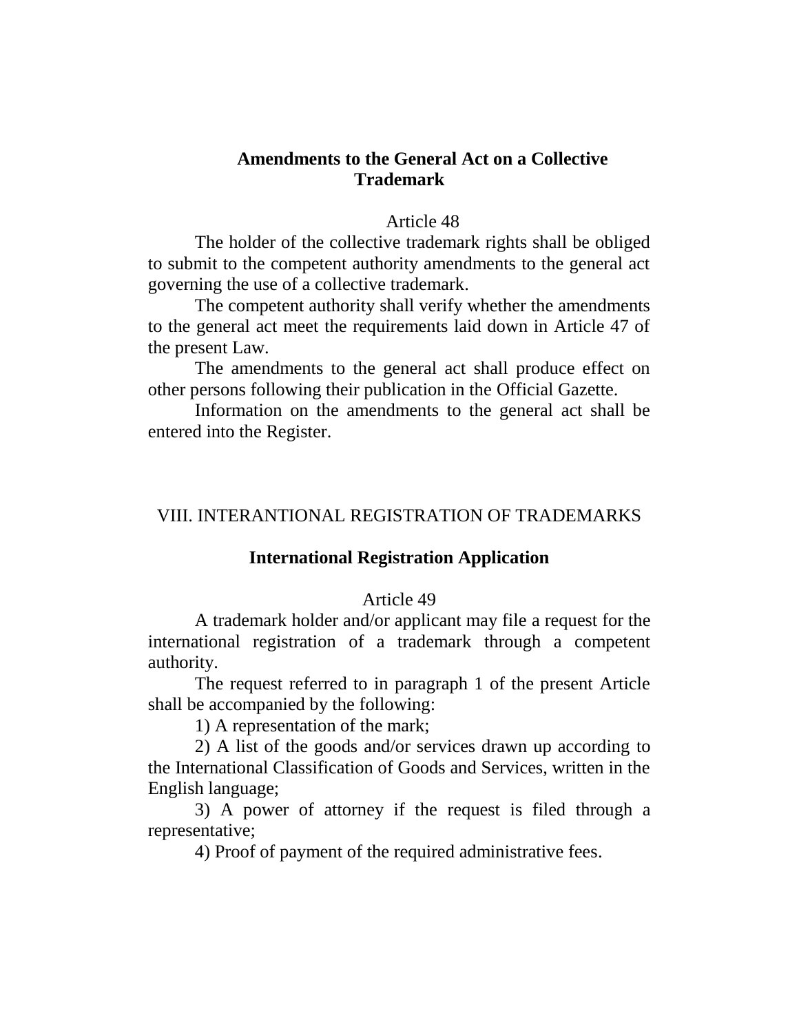### Amendments to the General Act on a Collective Trademark

Article 48

The holder of the collective trademark rights shall be obliged to submit to the competent authority amendments to the general act governing the use of a collective trademark.

The competent authority shall verify whether the amendments to the general act meet the requirements laid down in Article 47 of the present Law.

The amendments to the general act shall produce effect on other persons following their publication in the Official Gazette.

Information on the amendments to the general act shall be entered into the Register.

## VIII. INTERANTIONAL REGISTRATION OF TRADEMARKS

### International Registration Application

Article 49

A trademark holder and/or applicant may file a request for the international registration of a trademark through a competent authority.

The request referred to in paragraph 1 of the present Article shall be accompanied by the following:

1) A representation of the mark;

2) A list of the goods and/or services drawn up according to the International Classification of Goods and Services, written in the English language;

3) A power of attorney if the request is filed through a representative;

4) Proof of payment of the required administrative fees.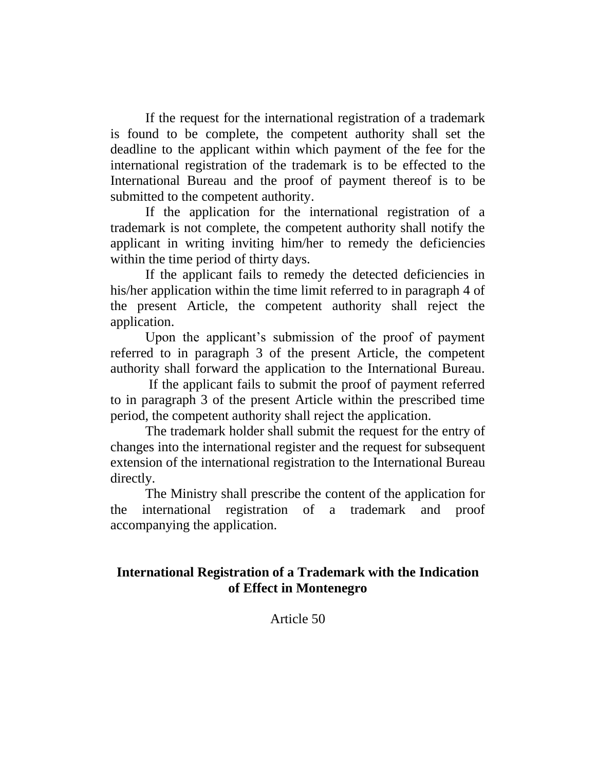If the request for the international registration of a trademark is found to be complete, the competent authority shall set the deadline to the applicant within which payment of the fee for the international registration of the trademark is to be effected to the International Bureau and the proof of payment thereof is to be submitted to the competent authority.

If the application for the international registration of a trademark is not complete, the competent authority shall notify the applicant in writing inviting him/her to remedy the deficiencies within the time period of thirty days.

If the applicant fails to remedy the detected deficiencies in his/her application within the time limit referred to in paragraph 4 of the present Article, the competent authority shall reject the application.

Upon the applicant's submission of the proof of payment referred to in paragraph 3 of the present Article, the competent authority shall forward the application to the International Bureau.

If the applicant fails to submit the proof of payment referred to in paragraph 3 of the present Article within the prescribed time period, the competent authority shall reject the application.

The trademark holder shall submit the request for the entry of changes into the international register and the request for subsequent extension of the international registration to the International Bureau directly.

The Ministry shall prescribe the content of the application for the international registration of a trademark and proof accompanying the application.

**International Registration of a Trademark with the Indication of Effect in Montenegro**

Article 50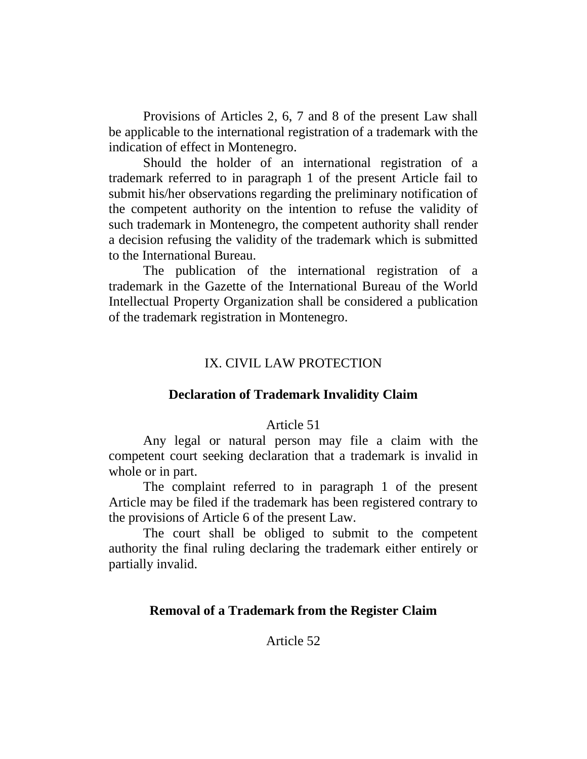Provisions of Articles 2, 6, 7 and 8 of the present Law shall be applicable to the international registration of a trademark with the indication of effect in Montenegro.

Should the holder of an international registration of a trademark referred to in paragraph 1 of the present Article fail to submit his/her observations regarding the preliminary notification of the competent authority on the intention to refuse the validity of such trademark in Montenegro, the competent authority shall render a decision refusing the validity of the trademark which is submitted to the International Bureau.

The publication of the international registration of a trademark in the Gazette of the International Bureau of the World Intellectual Property Organization shall be considered a publication of the trademark registration in Montenegro.

## IX. CIVIL LAW PROTECTION

### Declaration of Trademark Invalidity Claim

Article 51

Any legal or natural person may file a claim with the competent court seeking declaration that a trademark is invalid in whole or in part.

The complaint referred to in paragraph 1 of the present Article may be filed if the trademark has been registered contrary to the provisions of Article 6 of the present Law.

The court shall be obliged to submit to the competent authority the final ruling declaring the trademark either entirely or partially invalid.

### Removal of a Trademark from the Register Claim

Article 52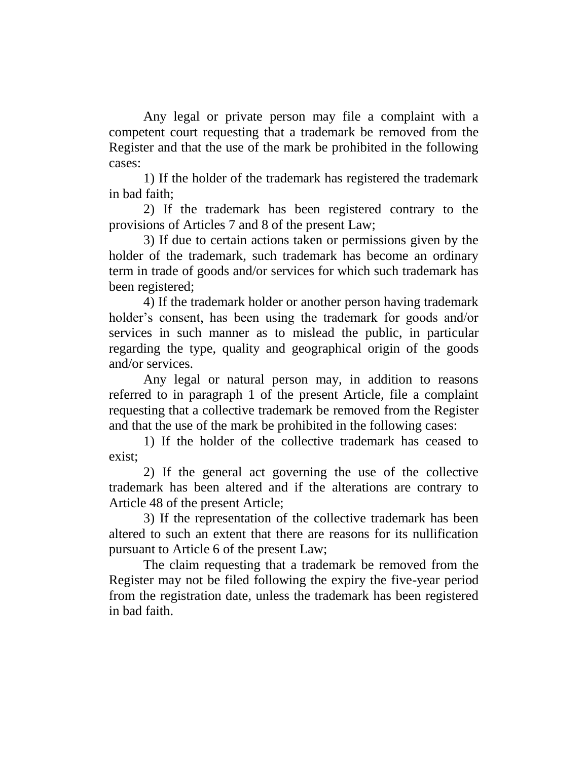Any legal or private person may file a complaint with a competent court requesting that a trademark be removed from the Register and that the use of the mark be prohibited in the following cases:

1) If the holder of the trademark has registered the trademark in bad faith;

2) If the trademark has been registered contrary to the provisions of Articles 7 and 8 of the present Law;

3) If due to certain actions taken or permissions given by the holder of the trademark, such trademark has become an ordinary term in trade of goods and/or services for which such trademark has been registered;

4) If the trademark holder or another person having trademark holder's consent, has been using the trademark for goods and/or services in such manner as to mislead the public, in particular regarding the type, quality and geographical origin of the goods and/or services.

Any legal or natural person may, in addition to reasons referred to in paragraph 1 of the present Article, file a complaint requesting that a collective trademark be removed from the Register and that the use of the mark be prohibited in the following cases:

1) If the holder of the collective trademark has ceased to exist;

2) If the general act governing the use of the collective trademark has been altered and if the alterations are contrary to Article 48 of the present Article;

3) If the representation of the collective trademark has been altered to such an extent that there are reasons for its nullification pursuant to Article 6 of the present Law;

The claim requesting that a trademark be removed from the Register may not be filed following the expiry the five-year period from the registration date, unless the trademark has been registered in bad faith.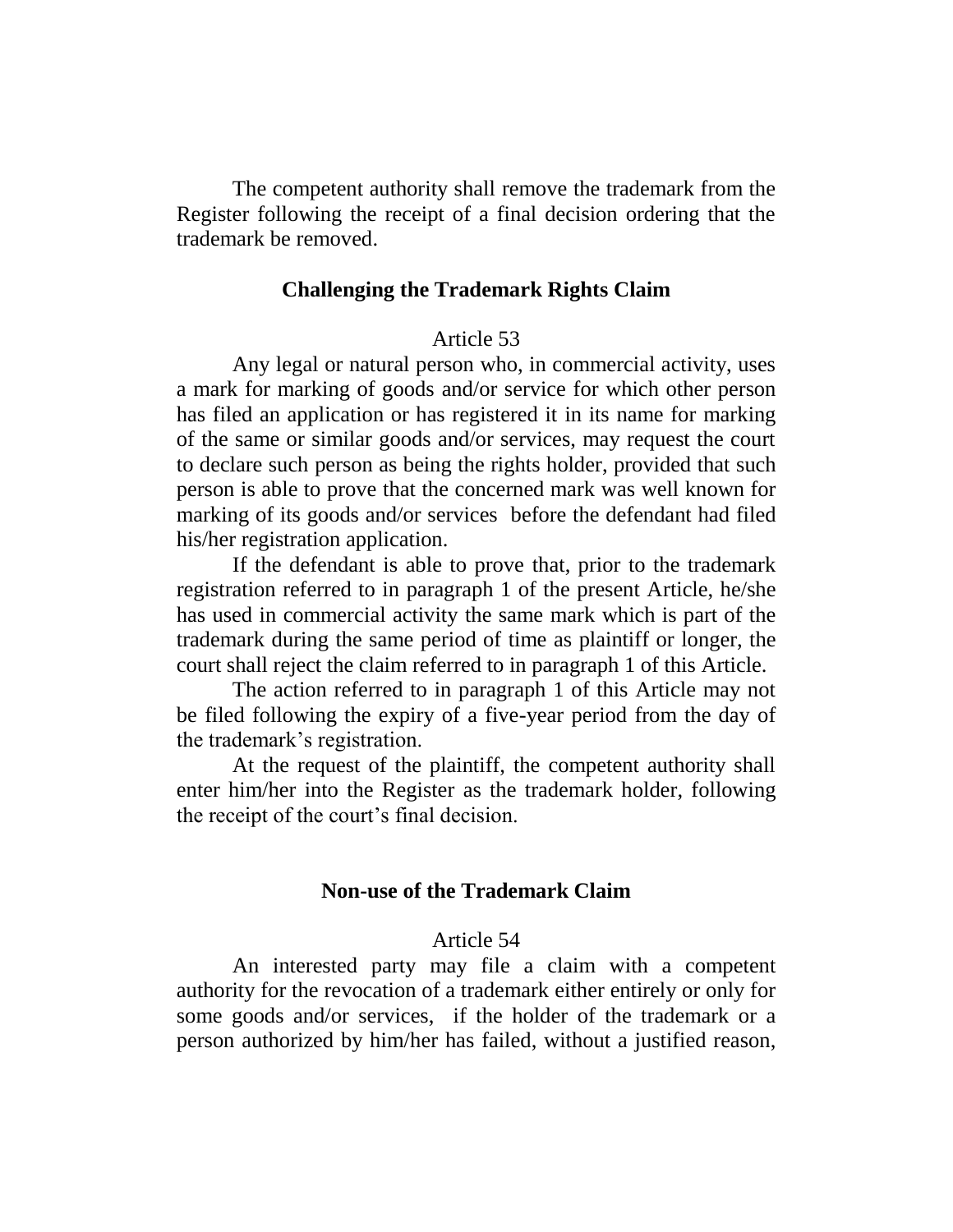The competent authority shall remove the trademark from the Register following the receipt of a final decision ordering that the trademark be removed.

### Challenging the Trademark Rights Claim

Article 53

Any legal or natural person who, in commercial activity, uses a mark for marking of goods and/or service for which other person has filed an application or has registered it in its name for marking of the same or similar goods and/or services, may request the court to declare such person as being the rights holder, provided that such person is able to prove that the concerned mark was well known for marking of its goods and/or services before the defendant had filed his/her registration application.

If the defendant is able to prove that, prior to the trademark registration referred to in paragraph 1 of the present Article, he/she has used in commercial activity the same mark which is part of the trademark during the same period of time as plaintiff or longer, the court shall reject the claim referred to in paragraph 1 of this Article.

The action referred to in paragraph 1 of this Article may not be filed following the expiry of a five-year period from the day of the trademark's registration.

At the request of the plaintiff, the competent authority shall enter him/her into the Register as the trademark holder, following the receipt of the court's final decision.

### Non-use of the Trademark Claim

Article 54

An interested party may file a claim with a competent authority for the revocation of a trademark either entirely or only for some goods and/or services, if the holder of the trademark or a person authorized by him/her has failed, without a justified reason,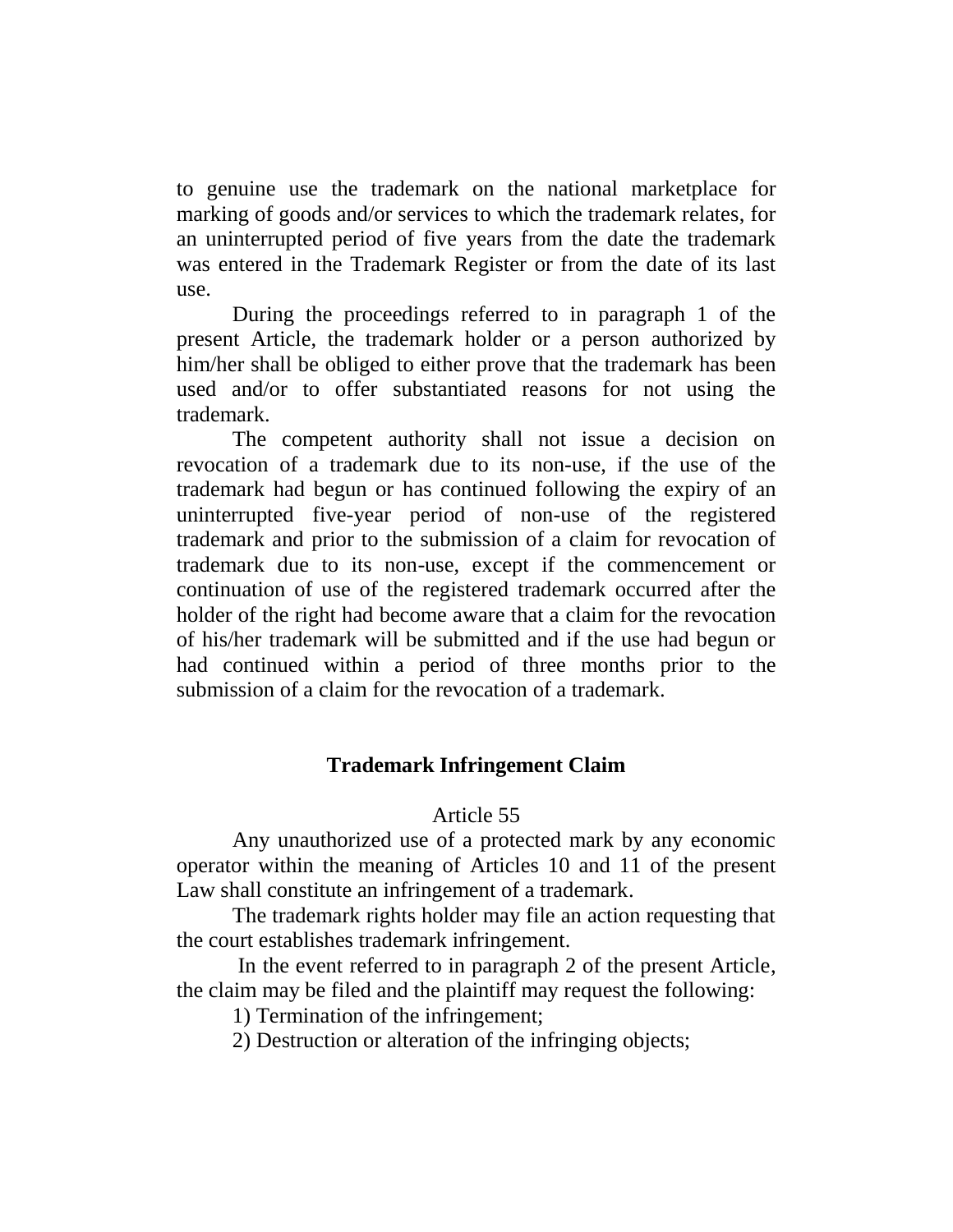to genuine use the trademark on the national marketplace for marking of goods and/or services to which the trademark relates, for an uninterrupted period of five years from the date the trademark was entered in the Trademark Register or from the date of its last use.

During the proceedings referred to in paragraph 1 of the present Article, the trademark holder or a person authorized by him/her shall be obliged to either prove that the trademark has been used and/or to offer substantiated reasons for not using the trademark.

The competent authority shall not issue a decision on revocation of a trademark due to its non-use, if the use of the trademark had begun or has continued following the expiry of an uninterrupted five-year period of non-use of the registered trademark and prior to the submission of a claim for revocation of trademark due to its non-use, except if the commencement or continuation of use of the registered trademark occurred after the holder of the right had become aware that a claim for the revocation of his/her trademark will be submitted and if the use had begun or had continued within a period of three months prior to the submission of a claim for the revocation of a trademark.

## Trademark Infringement Claim

Article 55

Any unauthorized use of a protected mark by any economic operator within the meaning of Articles 10 and 11 of the present Law shall constitute an infringement of a trademark.

The trademark rights holder may file an action requesting that the court establishes trademark infringement.

In the event referred to in paragraph 2 of the present Article, the claim may be filed and the plaintiff may request the following:

1) Termination of the infringement;

2) Destruction or alteration of the infringing objects;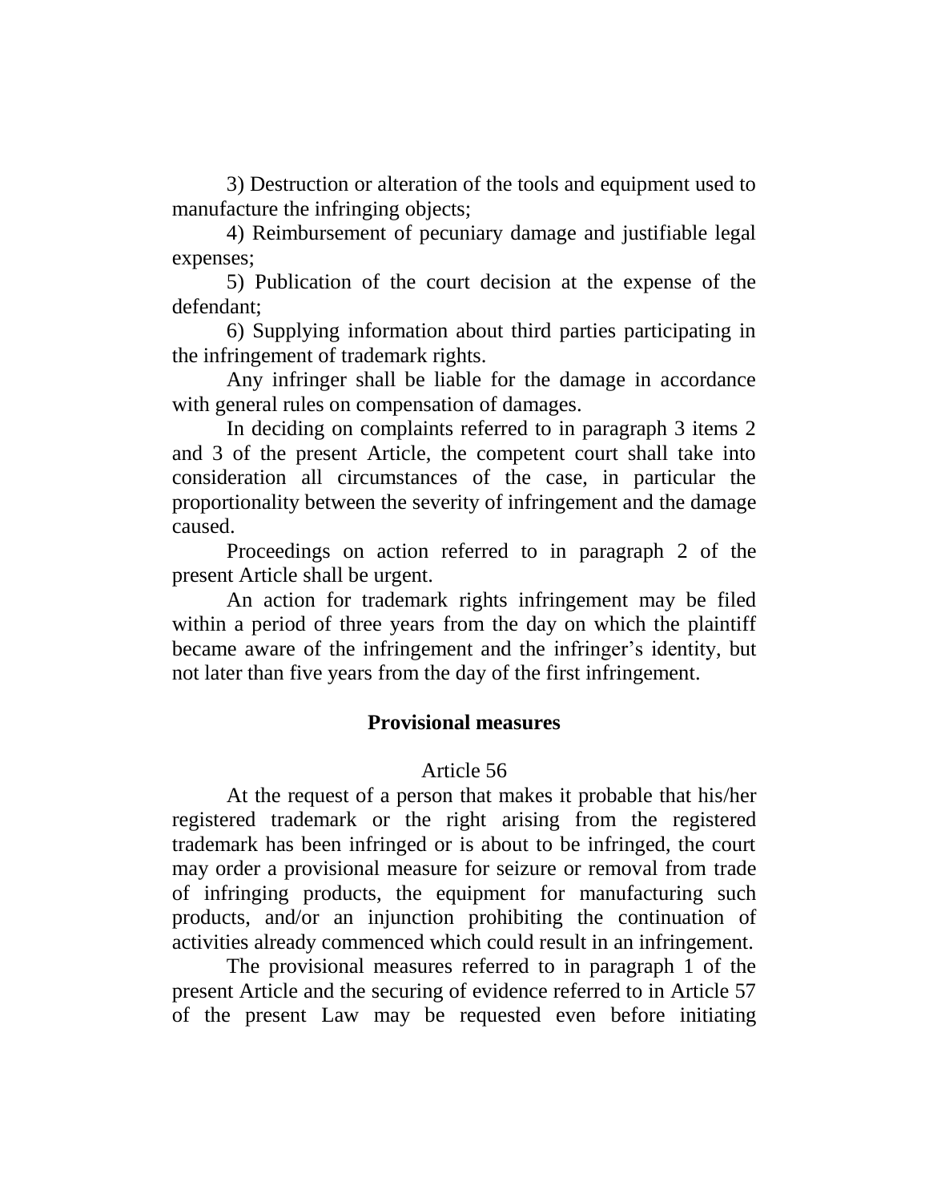3) Destruction or alteration of the tools and equipment used to manufacture the infringing objects;

4) Reimbursement of pecuniary damage and justifiable legal expenses;

5) Publication of the court decision at the expense of the defendant;

6) Supplying information about third parties participating in the infringement of trademark rights.

Any infringer shall be liable for the damage in accordance with general rules on compensation of damages.

In deciding on complaints referred to in paragraph 3 items 2 and 3 of the present Article, the competent court shall take into consideration all circumstances of the case, in particular the proportionality between the severity of infringement and the damage caused.

Proceedings on action referred to in paragraph 2 of the present Article shall be urgent.

An action for trademark rights infringement may be filed within a period of three years from the day on which the plaintiff became aware of the infringement and the infringer's identity, but not later than five years from the day of the first infringement.

### Provisional measures

Article 56

At the request of a person that makes it probable that his/her registered trademark or the right arising from the registered trademark has been infringed or is about to be infringed, the court may order a provisional measure for seizure or removal from trade of infringing products, the equipment for manufacturing such products, and/or an injunction prohibiting the continuation of activities already commenced which could result in an infringement.

The provisional measures referred to in paragraph 1 of the present Article and the securing of evidence referred to in Article 57 of the present Law may be requested even before initiating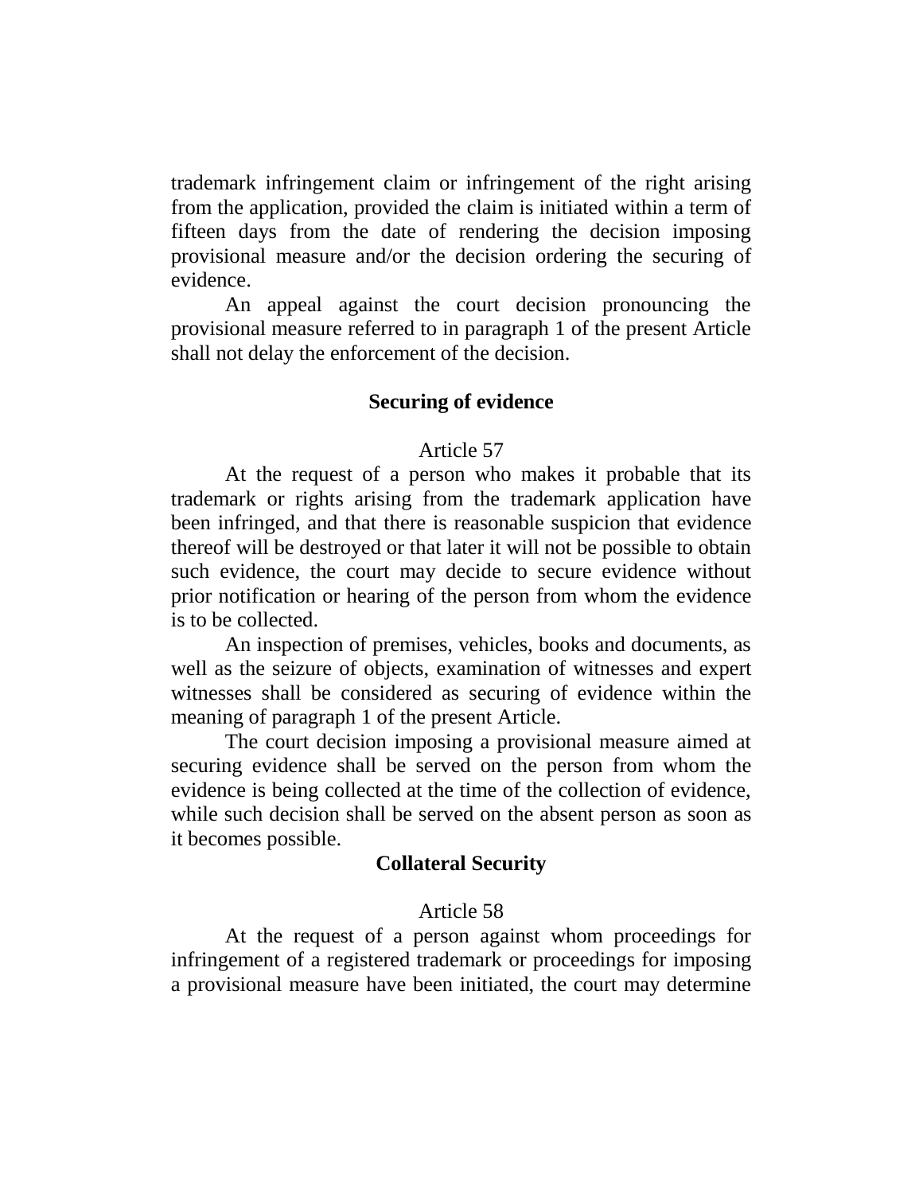trademark infringement claim or infringement of the right arising from the application, provided the claim is initiated within a term of fifteen days from the date of rendering the decision imposing provisional measure and/or the decision ordering the securing of evidence.

An appeal against the court decision pronouncing the provisional measure referred to in paragraph 1 of the present Article shall not delay the enforcement of the decision.

**Securing of evidence**

Article 57

At the request of a person who makes it probable that its trademark or rights arising from the trademark application have been infringed, and that there is reasonable suspicion that evidence thereof will be destroyed or that later it will not be possible to obtain such evidence, the court may decide to secure evidence without prior notification or hearing of the person from whom the evidence is to be collected.

An inspection of premises, vehicles, books and documents, as well as the seizure of objects, examination of witnesses and expert witnesses shall be considered as securing of evidence within the meaning of paragraph 1 of the present Article.

The court decision imposing a provisional measure aimed at securing evidence shall be served on the person from whom the evidence is being collected at the time of the collection of evidence, while such decision shall be served on the absent person as soon as it becomes possible.

**Collateral Security**

Article 58

At the request of a person against whom proceedings for infringement of a registered trademark or proceedings for imposing a provisional measure have been initiated, the court may determine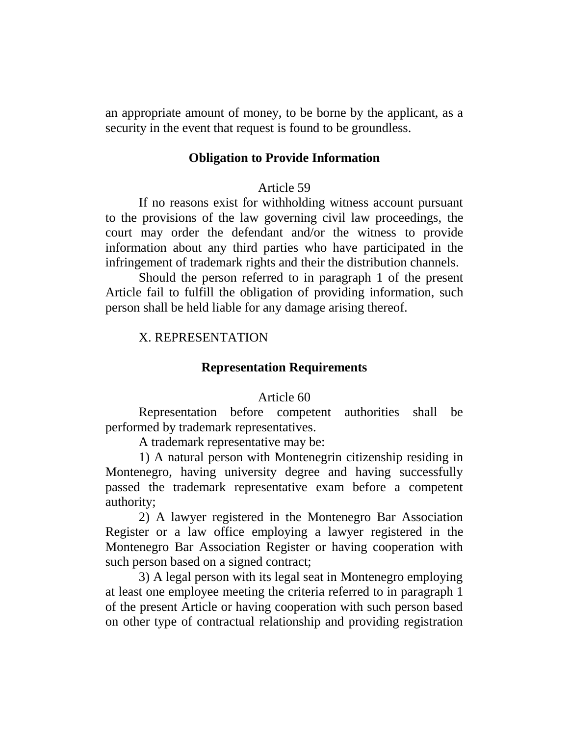an appropriate amount of money, to be borne by the applicant, as a security in the event that request is found to be groundless.

### Obligation to Provide Information

Article 59

If no reasons exist for withholding witness account pursuant to the provisions of the law governing civil law proceedings, the court may order the defendant and/or the witness to provide information about any third parties who have participated in the infringement of trademark rights and their the distribution channels.

Should the person referred to in paragraph 1 of the present Article fail to fulfill the obligation of providing information, such person shall be held liable for any damage arising thereof.

## X. REPRESENTATION

### Representation Requirements

Article 60

Representation before competent authorities shall be performed by trademark representatives.

A trademark representative may be:

1) A natural person with Montenegrin citizenship residing in Montenegro, having university degree and having successfully passed the trademark representative exam before a competent authority;

2) A lawyer registered in the Montenegro Bar Association Register or a law office employing a lawyer registered in the Montenegro Bar Association Register or having cooperation with such person based on a signed contract;

3) A legal person with its legal seat in Montenegro employing at least one employee meeting the criteria referred to in paragraph 1 of the present Article or having cooperation with such person based on other type of contractual relationship and providing registration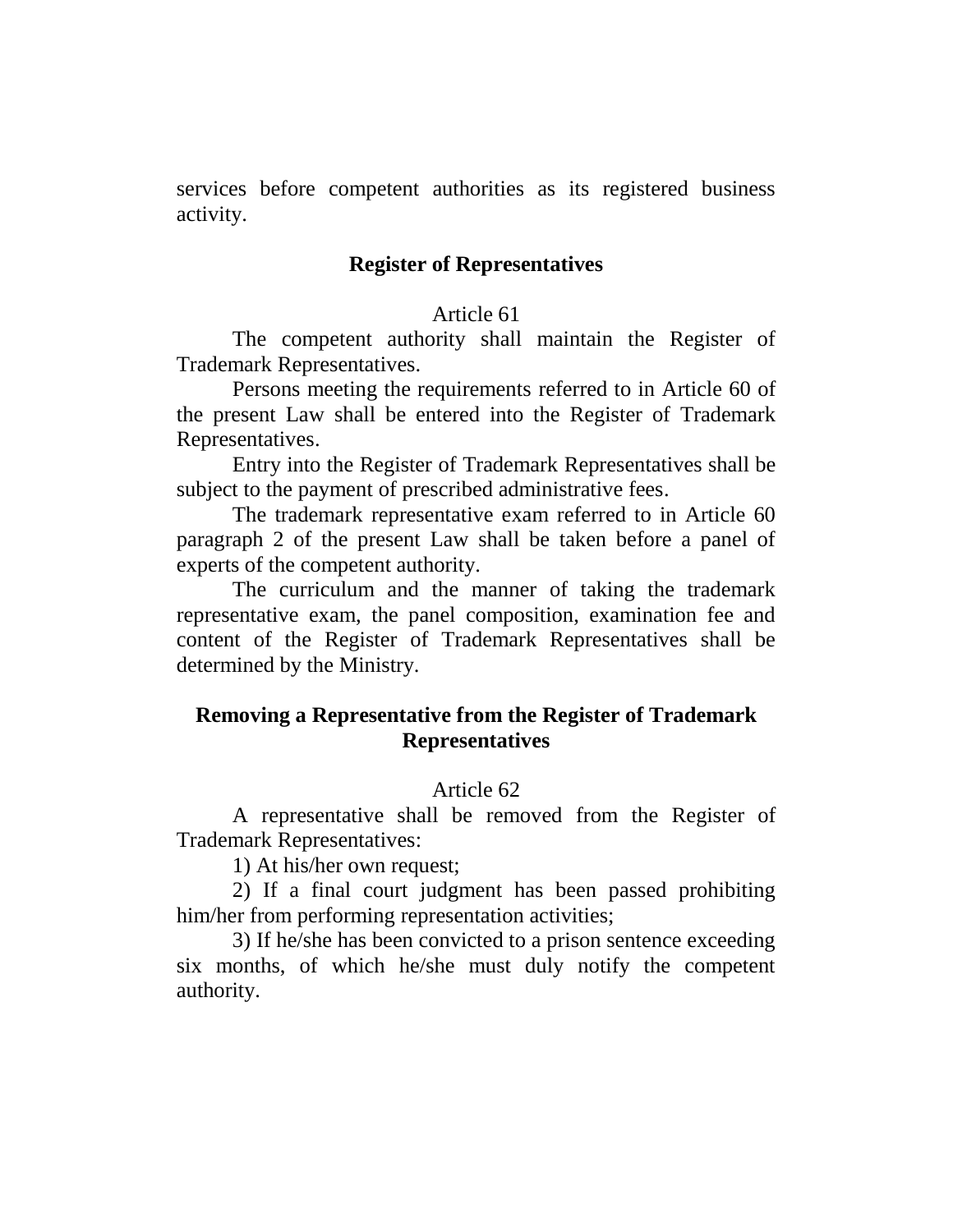services before competent authorities as its registered business activity.

## Register of Representatives

Article 61

The competent authority shall maintain the Register of Trademark Representatives.

Persons meeting the requirements referred to in Article 60 of the present Law shall be entered into the Register of Trademark Representatives.

Entry into the Register of Trademark Representatives shall be subject to the payment of prescribed administrative fees.

The trademark representative exam referred to in Article 60 paragraph 2 of the present Law shall be taken before a panel of experts of the competent authority.

The curriculum and the manner of taking the trademark representative exam, the panel composition, examination fee and content of the Register of Trademark Representatives shall be determined by the Ministry.

## Removing a Representative from the Register of Trademark Representatives

Article 62

A representative shall be removed from the Register of Trademark Representatives:

1) At his/her own request;

2) If a final court judgment has been passed prohibiting him/her from performing representation activities;

3) If he/she has been convicted to a prison sentence exceeding six months, of which he/she must duly notify the competent authority.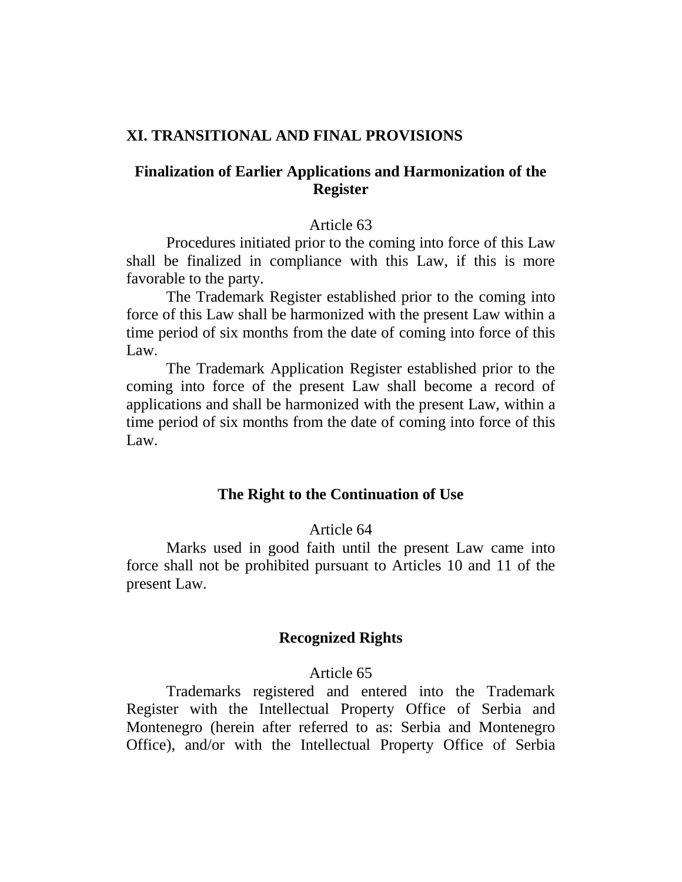## XI. TRANSITIONAL AND FINAL PROVISIONS

### Finalization of Earlier Applications and Harmonization of the Register

Article 63

Procedures initiated prior to the coming into force of this Law shall be finalized in compliance with this Law, if this is more favorable to the party.

The Trademark Register established prior to the coming into force of this Law shall be harmonized with the present Law within a time period of six months from the date of coming into force of this Law.

The Trademark Application Register established prior to the coming into force of the present Law shall become a record of applications and shall be harmonized with the present Law, within a time period of six months from the date of coming into force of this Law.

### The Right to the Continuation of Use

Article 64

Marks used in good faith until the present Law came into force shall not be prohibited pursuant to Articles 10 and 11 of the present Law.

### Recognized Rights

Article 65

Trademarks registered and entered into the Trademark Register with the Intellectual Property Office of Serbia and Montenegro (herein after referred to as: Serbia and Montenegro Office), and/or with the Intellectual Property Office of Serbia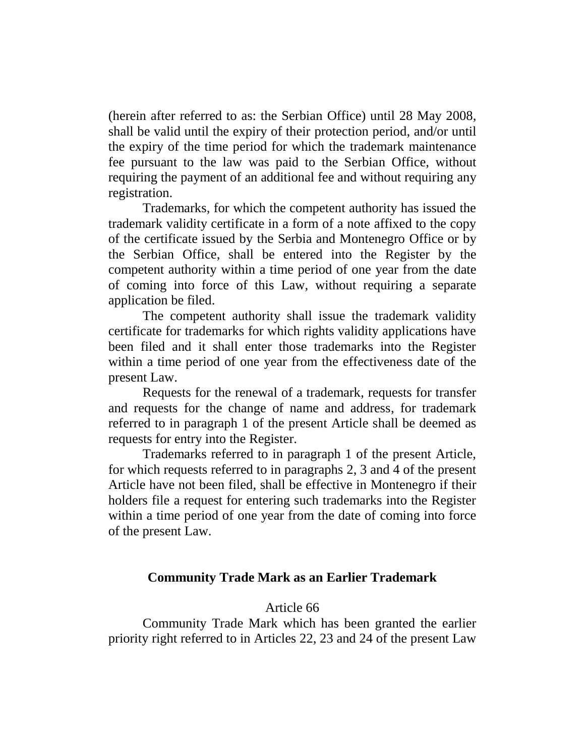(herein after referred to as: the Serbian Office) until 28 May 2008, shall be valid until the expiry of their protection period, and/or until the expiry of the time period for which the trademark maintenance fee pursuant to the law was paid to the Serbian Office, without requiring the payment of an additional fee and without requiring any registration.

Trademarks, for which the competent authority has issued the trademark validity certificate in a form of a note affixed to the copy of the certificate issued by the Serbia and Montenegro Office or by the Serbian Office, shall be entered into the Register by the competent authority within a time period of one year from the date of coming into force of this Law, without requiring a separate application be filed.

The competent authority shall issue the trademark validity certificate for trademarks for which rights validity applications have been filed and it shall enter those trademarks into the Register within a time period of one year from the effectiveness date of the present Law.

Requests for the renewal of a trademark, requests for transfer and requests for the change of name and address, for trademark referred to in paragraph 1 of the present Article shall be deemed as requests for entry into the Register.

Trademarks referred to in paragraph 1 of the present Article, for which requests referred to in paragraphs 2, 3 and 4 of the present Article have not been filed, shall be effective in Montenegro if their holders file a request for entering such trademarks into the Register within a time period of one year from the date of coming into force of the present Law.

### Community Trade Mark as an Earlier Trademark

Article 66

Community Trade Mark which has been granted the earlier priority right referred to in Articles 22, 23 and 24 of the present Law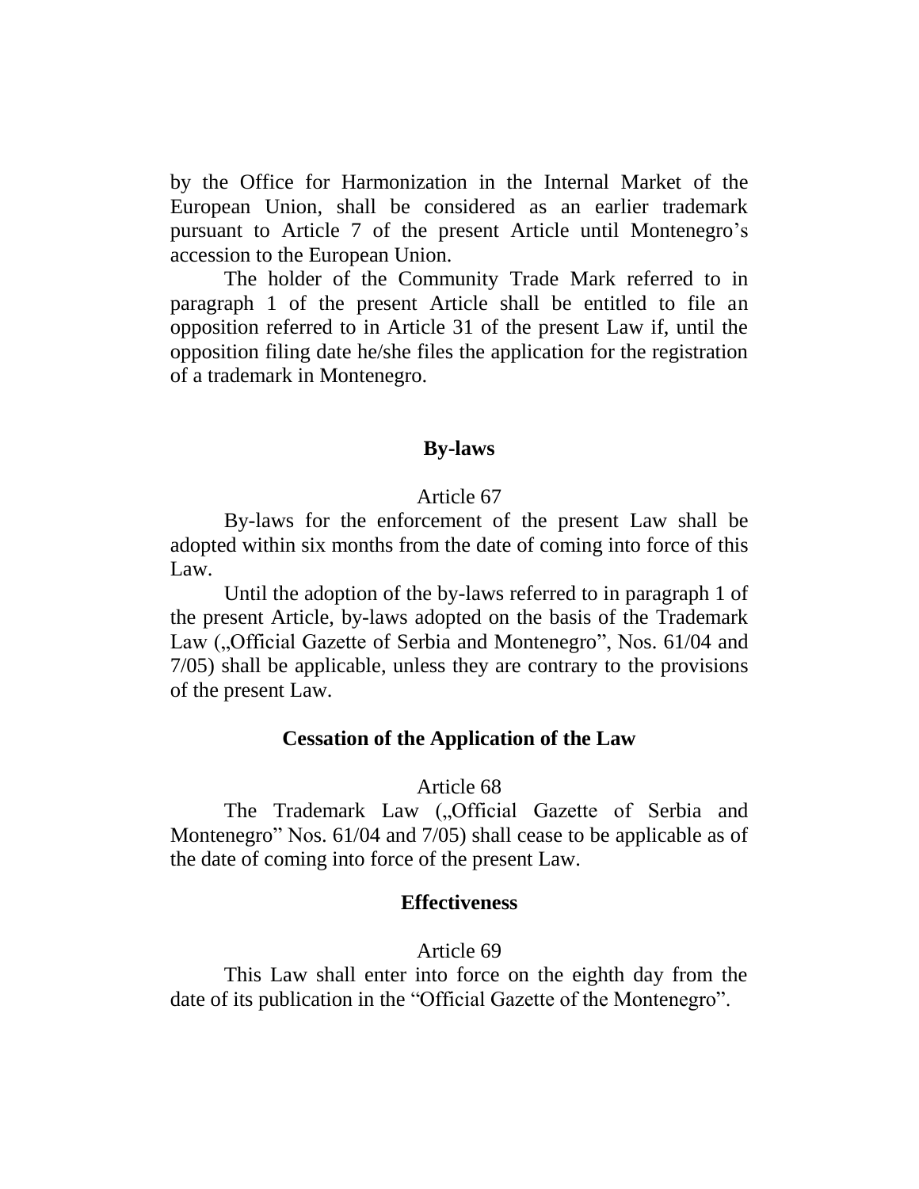by the Office for Harmonization in the Internal Market of the European Union, shall be considered as an earlier trademark pursuant to Article 7 of the present Article until Montenegro's accession to the European Union.

The holder of the Community Trade Mark referred to in paragraph 1 of the present Article shall be entitled to file an opposition referred to in Article 31 of the present Law if, until the opposition filing date he/she files the application for the registration of a trademark in Montenegro.

## By-laws

Article 67

By-laws for the enforcement of the present Law shall be adopted within six months from the date of coming into force of this Law.

Until the adoption of the by-laws referred to in paragraph 1 of the present Article, by-laws adopted on the basis of the Trademark Law („Official Gazette of Serbia and Montenegro", Nos. 61/04 and 7/05) shall be applicable, unless they are contrary to the provisions of the present Law.

## Cessation of the Application of the Law

Article 68

The Trademark Law („Official Gazette of Serbia and Montenegro" Nos. 61/04 and 7/05) shall cease to be applicable as of the date of coming into force of the present Law.

## Effectiveness

Article 69

This Law shall enter into force on the eighth day from the date of its publication in the "Official Gazette of the Montenegro".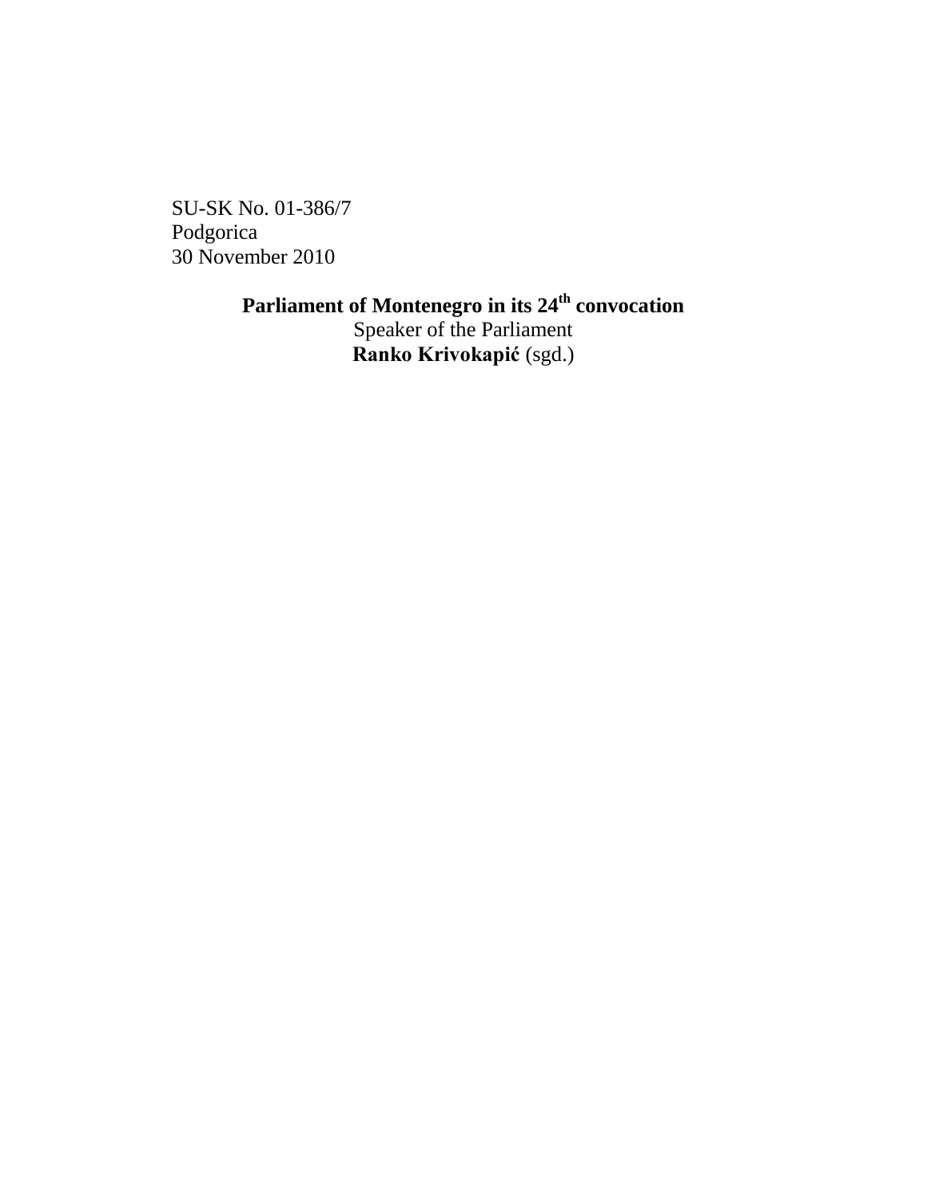SU-SK No. 01-386/7
Podgorica
30 November 2010

**Parliament of Montenegro in its 24th convocation**
Speaker of the Parliament
**Ranko Krivokapić** (sgd.)